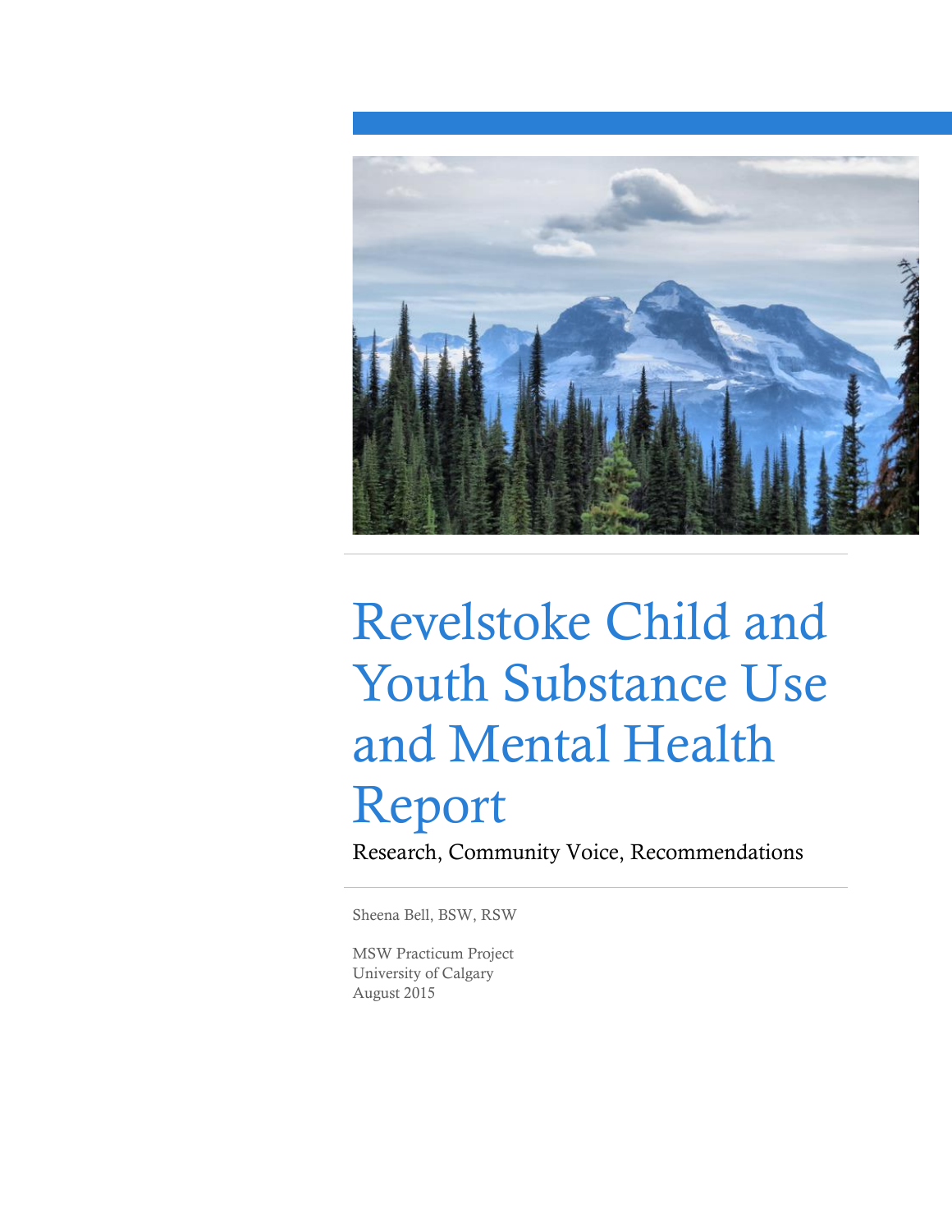# Revelstoke Child and Youth Substance Use and Mental Health Report

Research, Community Voice, Recommendations

Sheena Bell, BSW, RSW

MSW Practicum Project
University of Calgary
August 2015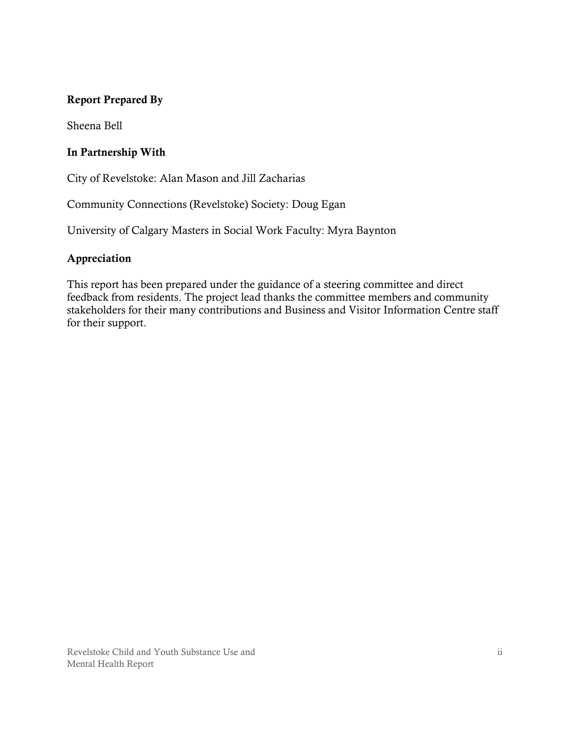**Report Prepared By**

Sheena Bell

**In Partnership With**

City of Revelstoke: Alan Mason and Jill Zacharias

Community Connections (Revelstoke) Society: Doug Egan

University of Calgary Masters in Social Work Faculty: Myra Baynton

**Appreciation**

This report has been prepared under the guidance of a steering committee and direct feedback from residents. The project lead thanks the committee members and community stakeholders for their many contributions and Business and Visitor Information Centre staff for their support.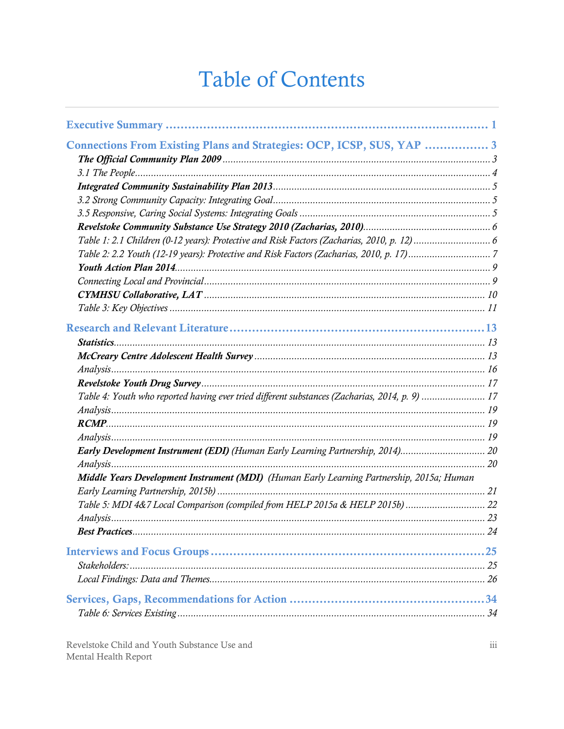# Table of Contents

**Executive Summary** ............................................................................ 1

**Connections From Existing Plans and Strategies: OCP, ICSP, SUS, YAP** ................. 3

***The Official Community Plan 2009*** ..................................................................... 3

*3.1 The People*..................................................................................................... 4

***Integrated Community Sustainability Plan 2013***.................................................. 5

*3.2 Strong Community Capacity: Integrating Goal*.................................................. 5

*3.5 Responsive, Caring Social Systems: Integrating Goals* ........................................ 5

***Revelstoke Community Substance Use Strategy 2010 (Zacharias, 2010)***................ 6

*Table 1: 2.1 Children (0-12 years): Protective and Risk Factors (Zacharias, 2010, p. 12)* ............ 6

*Table 2: 2.2 Youth (12-19 years): Protective and Risk Factors (Zacharias, 2010, p. 17)* .............. 7

***Youth Action Plan 2014***...................................................................................... 9

*Connecting Local and Provincial*........................................................................... 9

***CYMHSU Collaborative, LAT*** ........................................................................... 10

*Table 3: Key Objectives* ...................................................................................... 11

**Research and Relevant Literature** ...................................................................13

***Statistics***........................................................................................................... 13

***McCreary Centre Adolescent Health Survey*** ....................................................... 13

*Analysis*............................................................................................................. 16

***Revelstoke Youth Drug Survey***.......................................................................... 17

*Table 4: Youth who reported having ever tried different substances (Zacharias, 2014, p. 9)* ....................... 17

*Analysis*............................................................................................................. 19

***RCMP***............................................................................................................... 19

*Analysis*............................................................................................................. 19

***Early Development Instrument (EDI)*** *(Human Early Learning Partnership, 2014)*............................... 20

*Analysis*............................................................................................................. 20

***Middle Years Development Instrument (MDI)*** *(Human Early Learning Partnership, 2015a; Human Early Learning Partnership, 2015b)* ..................................................................... 21

*Table 5: MDI 4&7 Local Comparison (compiled from HELP 2015a & HELP 2015b)* ............................. 22

*Analysis*............................................................................................................. 23

***Best Practices***.................................................................................................. 24

**Interviews and Focus Groups** ........................................................................25

*Stakeholders:* ..................................................................................................... 25

*Local Findings: Data and Themes*......................................................................... 26

**Services, Gaps, Recommendations for Action** ..................................................34

*Table 6: Services Existing* ................................................................................... 34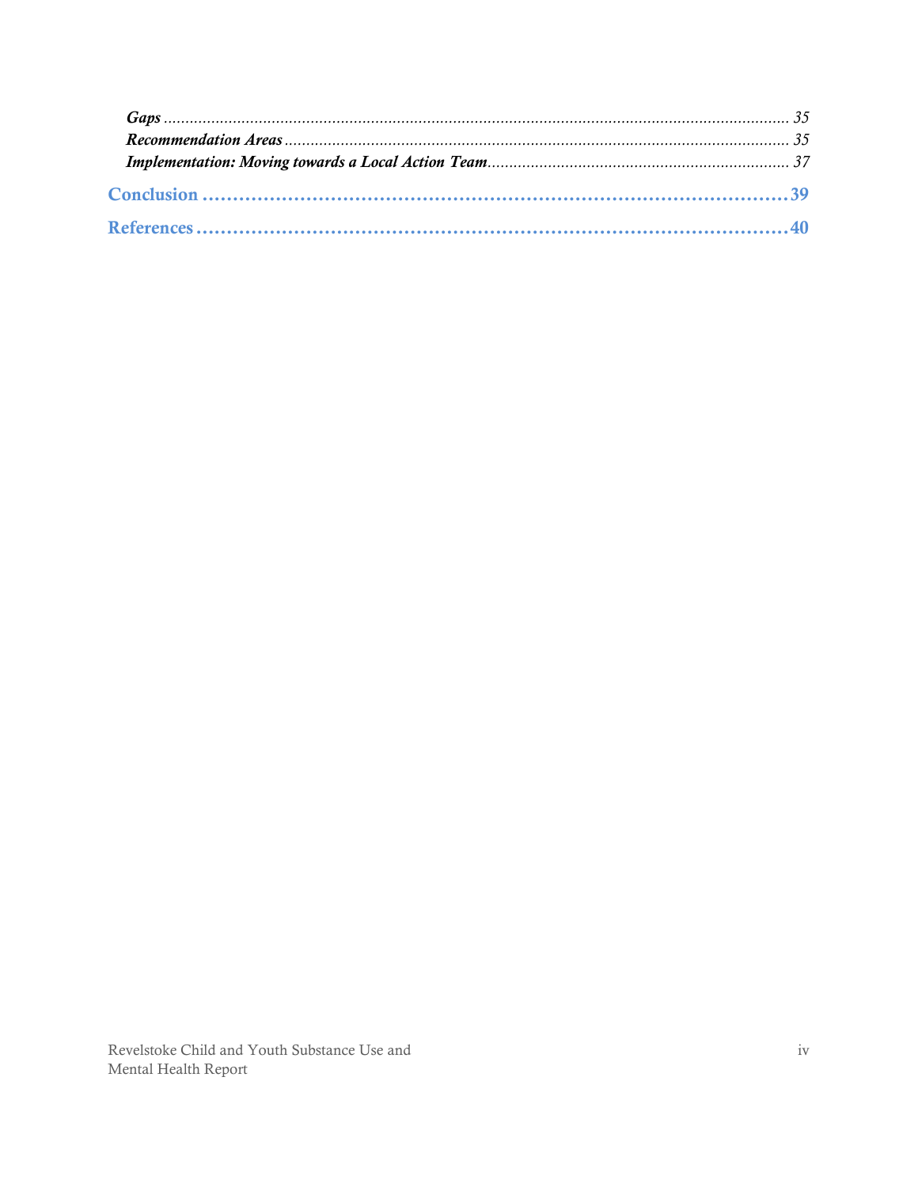*Gaps* ........................................................................................................................................ 35
*Recommendation Areas* ............................................................................................................ 35
*Implementation: Moving towards a Local Action Team*............................................................. 37

**Conclusion** ............................................................................................... 39

**References** .............................................................................................. 40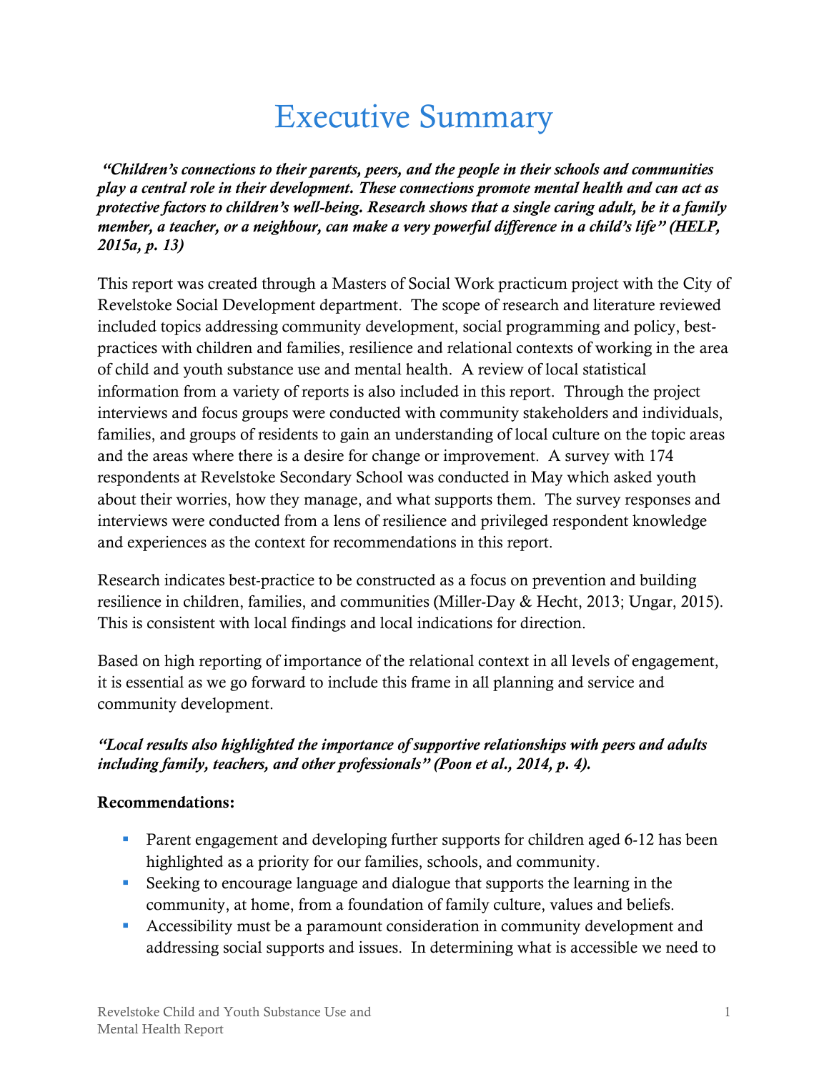# Executive Summary

***"Children's connections to their parents, peers, and the people in their schools and communities play a central role in their development. These connections promote mental health and can act as protective factors to children's well-being. Research shows that a single caring adult, be it a family member, a teacher, or a neighbour, can make a very powerful difference in a child's life" (HELP, 2015a, p. 13)***

This report was created through a Masters of Social Work practicum project with the City of Revelstoke Social Development department. The scope of research and literature reviewed included topics addressing community development, social programming and policy, best-practices with children and families, resilience and relational contexts of working in the area of child and youth substance use and mental health. A review of local statistical information from a variety of reports is also included in this report. Through the project interviews and focus groups were conducted with community stakeholders and individuals, families, and groups of residents to gain an understanding of local culture on the topic areas and the areas where there is a desire for change or improvement. A survey with 174 respondents at Revelstoke Secondary School was conducted in May which asked youth about their worries, how they manage, and what supports them. The survey responses and interviews were conducted from a lens of resilience and privileged respondent knowledge and experiences as the context for recommendations in this report.

Research indicates best-practice to be constructed as a focus on prevention and building resilience in children, families, and communities (Miller-Day & Hecht, 2013; Ungar, 2015). This is consistent with local findings and local indications for direction.

Based on high reporting of importance of the relational context in all levels of engagement, it is essential as we go forward to include this frame in all planning and service and community development.

***"Local results also highlighted the importance of supportive relationships with peers and adults including family, teachers, and other professionals" (Poon et al., 2014, p. 4).***

**Recommendations:**

- Parent engagement and developing further supports for children aged 6-12 has been highlighted as a priority for our families, schools, and community.
- Seeking to encourage language and dialogue that supports the learning in the community, at home, from a foundation of family culture, values and beliefs.
- Accessibility must be a paramount consideration in community development and addressing social supports and issues. In determining what is accessible we need to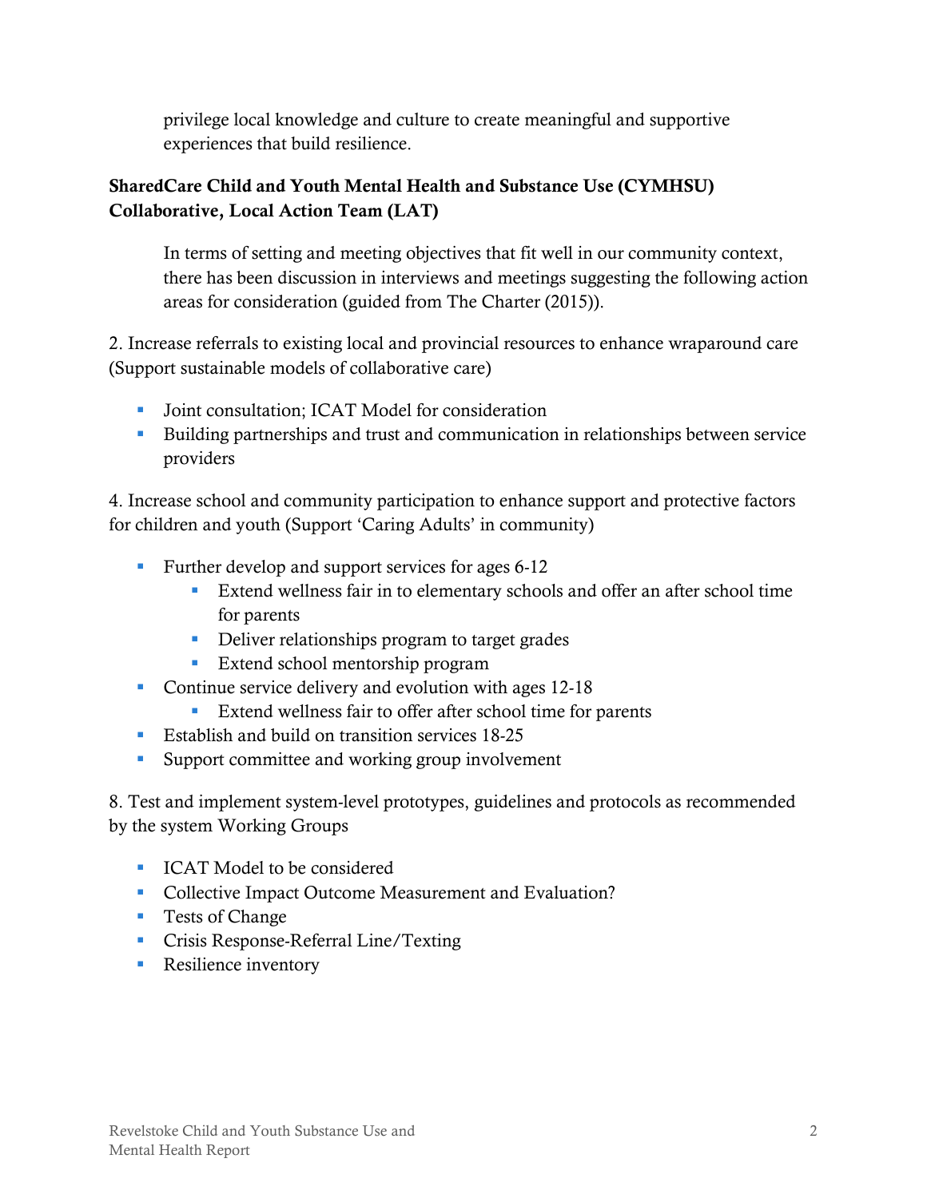privilege local knowledge and culture to create meaningful and supportive experiences that build resilience.

**SharedCare Child and Youth Mental Health and Substance Use (CYMHSU) Collaborative, Local Action Team (LAT)**

In terms of setting and meeting objectives that fit well in our community context, there has been discussion in interviews and meetings suggesting the following action areas for consideration (guided from The Charter (2015)).

2. Increase referrals to existing local and provincial resources to enhance wraparound care (Support sustainable models of collaborative care)

- Joint consultation; ICAT Model for consideration
- Building partnerships and trust and communication in relationships between service providers

4. Increase school and community participation to enhance support and protective factors for children and youth (Support 'Caring Adults' in community)

- Further develop and support services for ages 6-12
  - Extend wellness fair in to elementary schools and offer an after school time for parents
  - Deliver relationships program to target grades
  - Extend school mentorship program
- Continue service delivery and evolution with ages 12-18
  - Extend wellness fair to offer after school time for parents
- Establish and build on transition services 18-25
- Support committee and working group involvement

8. Test and implement system-level prototypes, guidelines and protocols as recommended by the system Working Groups

- ICAT Model to be considered
- Collective Impact Outcome Measurement and Evaluation?
- Tests of Change
- Crisis Response-Referral Line/Texting
- Resilience inventory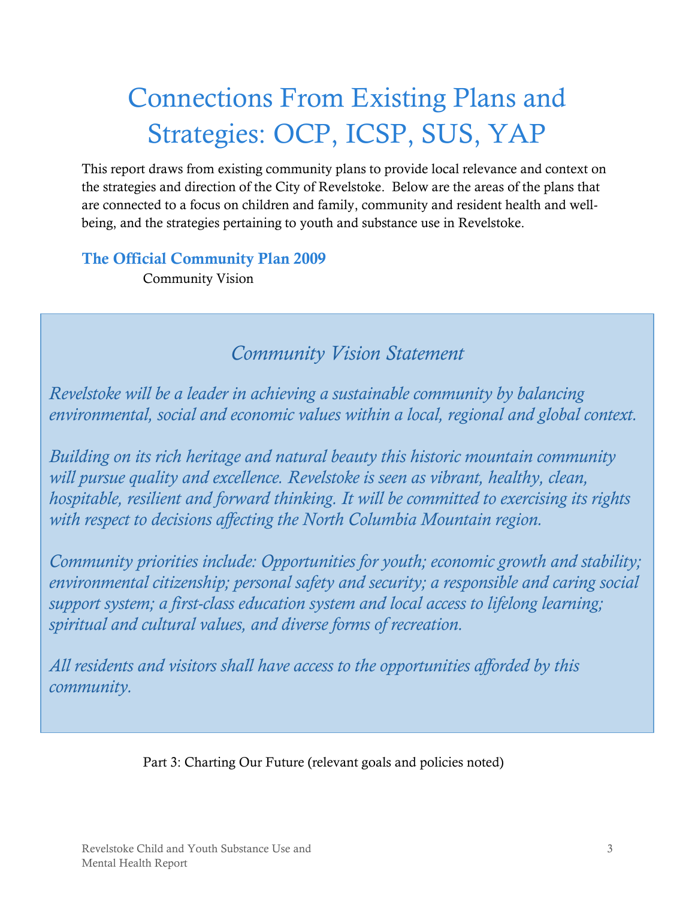# Connections From Existing Plans and Strategies: OCP, ICSP, SUS, YAP

This report draws from existing community plans to provide local relevance and context on the strategies and direction of the City of Revelstoke. Below are the areas of the plans that are connected to a focus on children and family, community and resident health and well-being, and the strategies pertaining to youth and substance use in Revelstoke.

## The Official Community Plan 2009

Community Vision

> *Community Vision Statement*
>
> *Revelstoke will be a leader in achieving a sustainable community by balancing environmental, social and economic values within a local, regional and global context.*
>
> *Building on its rich heritage and natural beauty this historic mountain community will pursue quality and excellence. Revelstoke is seen as vibrant, healthy, clean, hospitable, resilient and forward thinking. It will be committed to exercising its rights with respect to decisions affecting the North Columbia Mountain region.*
>
> *Community priorities include: Opportunities for youth; economic growth and stability; environmental citizenship; personal safety and security; a responsible and caring social support system; a first-class education system and local access to lifelong learning; spiritual and cultural values, and diverse forms of recreation.*
>
> *All residents and visitors shall have access to the opportunities afforded by this community.*

Part 3: Charting Our Future (relevant goals and policies noted)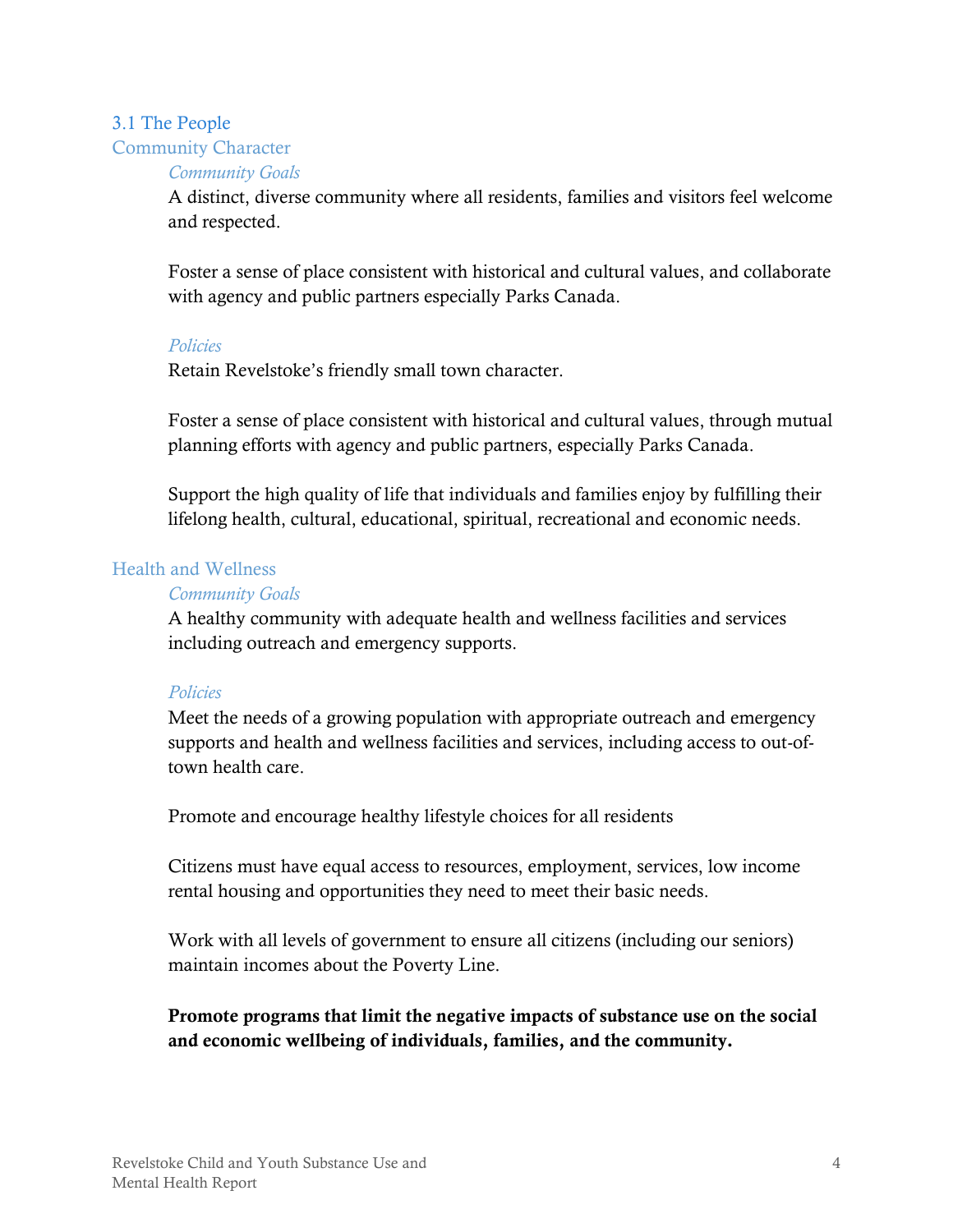## 3.1 The People

### Community Character

*Community Goals*

A distinct, diverse community where all residents, families and visitors feel welcome and respected.

Foster a sense of place consistent with historical and cultural values, and collaborate with agency and public partners especially Parks Canada.

*Policies*

Retain Revelstoke's friendly small town character.

Foster a sense of place consistent with historical and cultural values, through mutual planning efforts with agency and public partners, especially Parks Canada.

Support the high quality of life that individuals and families enjoy by fulfilling their lifelong health, cultural, educational, spiritual, recreational and economic needs.

### Health and Wellness

*Community Goals*

A healthy community with adequate health and wellness facilities and services including outreach and emergency supports.

*Policies*

Meet the needs of a growing population with appropriate outreach and emergency supports and health and wellness facilities and services, including access to out-of-town health care.

Promote and encourage healthy lifestyle choices for all residents

Citizens must have equal access to resources, employment, services, low income rental housing and opportunities they need to meet their basic needs.

Work with all levels of government to ensure all citizens (including our seniors) maintain incomes about the Poverty Line.

**Promote programs that limit the negative impacts of substance use on the social and economic wellbeing of individuals, families, and the community.**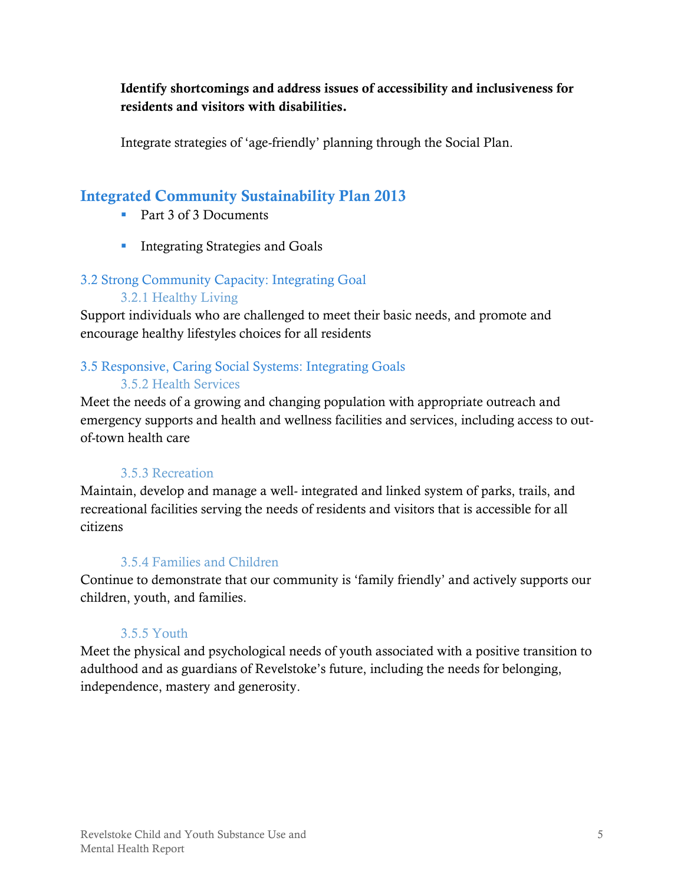**Identify shortcomings and address issues of accessibility and inclusiveness for residents and visitors with disabilities.**

Integrate strategies of 'age-friendly' planning through the Social Plan.

## Integrated Community Sustainability Plan 2013

- Part 3 of 3 Documents
- Integrating Strategies and Goals

### 3.2 Strong Community Capacity: Integrating Goal

#### 3.2.1 Healthy Living

Support individuals who are challenged to meet their basic needs, and promote and encourage healthy lifestyles choices for all residents

### 3.5 Responsive, Caring Social Systems: Integrating Goals

#### 3.5.2 Health Services

Meet the needs of a growing and changing population with appropriate outreach and emergency supports and health and wellness facilities and services, including access to out-of-town health care

#### 3.5.3 Recreation

Maintain, develop and manage a well- integrated and linked system of parks, trails, and recreational facilities serving the needs of residents and visitors that is accessible for all citizens

#### 3.5.4 Families and Children

Continue to demonstrate that our community is 'family friendly' and actively supports our children, youth, and families.

#### 3.5.5 Youth

Meet the physical and psychological needs of youth associated with a positive transition to adulthood and as guardians of Revelstoke's future, including the needs for belonging, independence, mastery and generosity.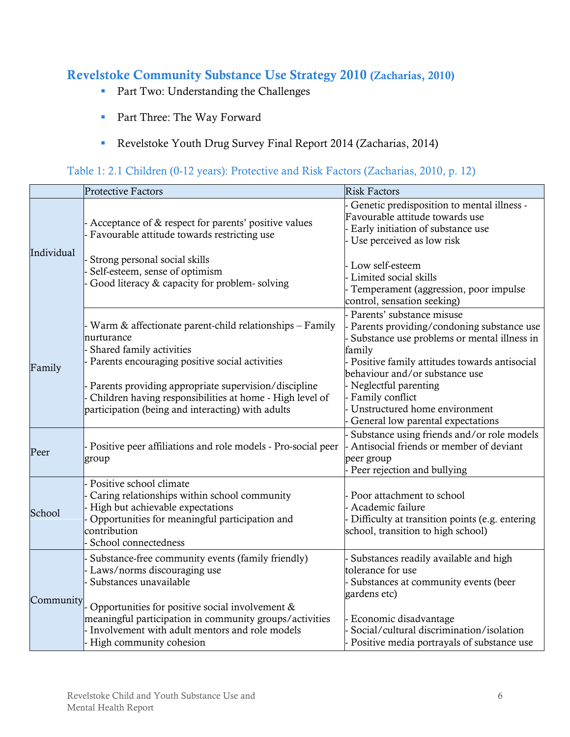### Revelstoke Community Substance Use Strategy 2010 (Zacharias, 2010)

- Part Two: Understanding the Challenges
- Part Three: The Way Forward
- Revelstoke Youth Drug Survey Final Report 2014 (Zacharias, 2014)

Table 1: 2.1 Children (0-12 years): Protective and Risk Factors (Zacharias, 2010, p. 12)

| | Protective Factors | Risk Factors |
|---|---|---|
| Individual | - Acceptance of & respect for parents' positive values<br>- Favourable attitude towards restricting use<br><br>- Strong personal social skills<br>- Self-esteem, sense of optimism<br>- Good literacy & capacity for problem- solving | - Genetic predisposition to mental illness - Favourable attitude towards use<br>- Early initiation of substance use<br>- Use perceived as low risk<br><br>- Low self-esteem<br>- Limited social skills<br>- Temperament (aggression, poor impulse control, sensation seeking) |
| Family | - Warm & affectionate parent-child relationships – Family nurturance<br>- Shared family activities<br>- Parents encouraging positive social activities<br><br>- Parents providing appropriate supervision/discipline<br>- Children having responsibilities at home - High level of participation (being and interacting) with adults | - Parents' substance misuse<br>- Parents providing/condoning substance use<br>- Substance use problems or mental illness in family<br>- Positive family attitudes towards antisocial behaviour and/or substance use<br>- Neglectful parenting<br>- Family conflict<br>- Unstructured home environment<br>- General low parental expectations |
| Peer | - Positive peer affiliations and role models - Pro-social peer group | - Substance using friends and/or role models<br>- Antisocial friends or member of deviant peer group<br>- Peer rejection and bullying |
| School | - Positive school climate<br>- Caring relationships within school community<br>- High but achievable expectations<br>- Opportunities for meaningful participation and contribution<br>- School connectedness | - Poor attachment to school<br>- Academic failure<br>- Difficulty at transition points (e.g. entering school, transition to high school) |
| Community | - Substance-free community events (family friendly)<br>- Laws/norms discouraging use<br>- Substances unavailable<br><br>- Opportunities for positive social involvement & meaningful participation in community groups/activities<br>- Involvement with adult mentors and role models<br>- High community cohesion | - Substances readily available and high tolerance for use<br>- Substances at community events (beer gardens etc)<br><br>- Economic disadvantage<br>- Social/cultural discrimination/isolation<br>- Positive media portrayals of substance use |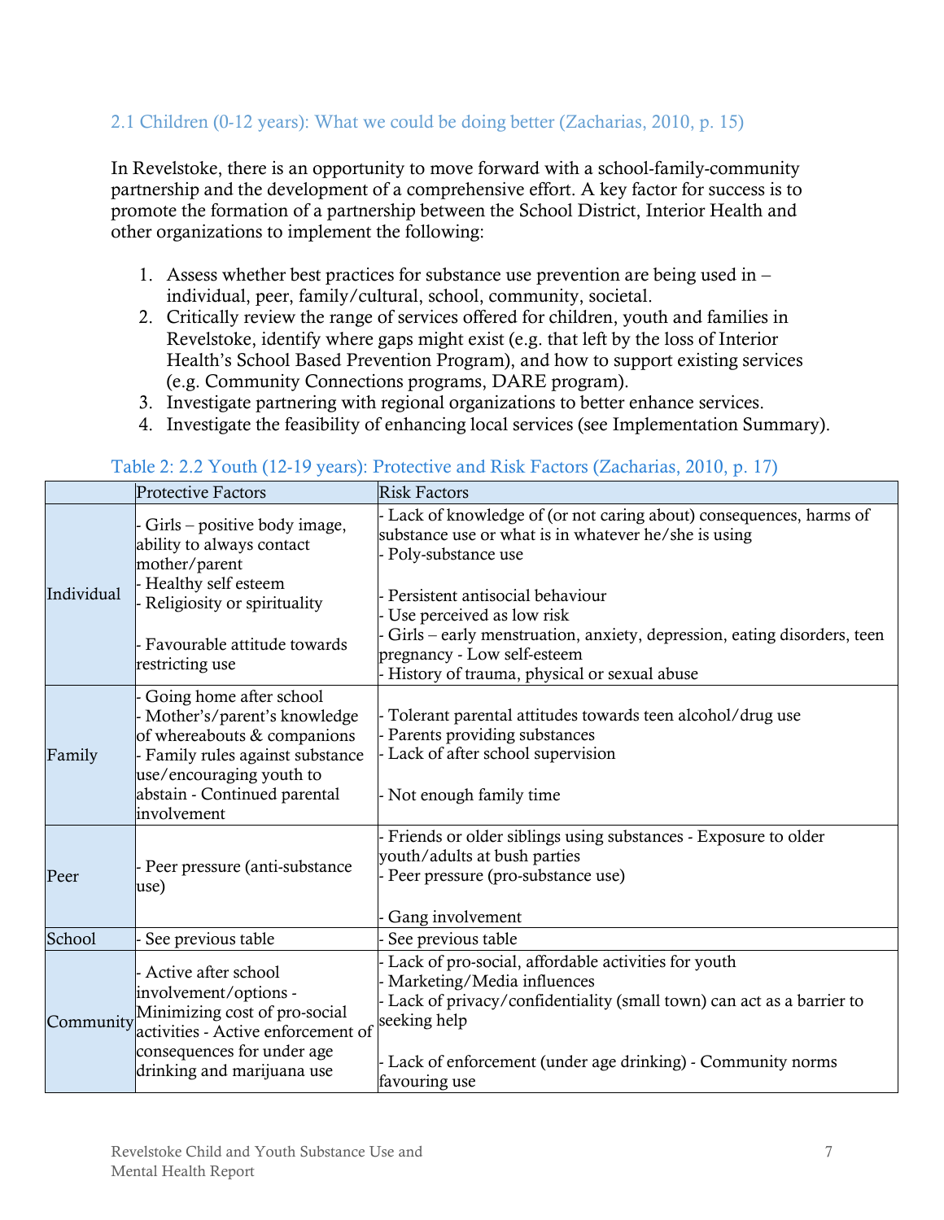### 2.1 Children (0-12 years): What we could be doing better (Zacharias, 2010, p. 15)

In Revelstoke, there is an opportunity to move forward with a school-family-community partnership and the development of a comprehensive effort. A key factor for success is to promote the formation of a partnership between the School District, Interior Health and other organizations to implement the following:

1. Assess whether best practices for substance use prevention are being used in – individual, peer, family/cultural, school, community, societal.
2. Critically review the range of services offered for children, youth and families in Revelstoke, identify where gaps might exist (e.g. that left by the loss of Interior Health's School Based Prevention Program), and how to support existing services (e.g. Community Connections programs, DARE program).
3. Investigate partnering with regional organizations to better enhance services.
4. Investigate the feasibility of enhancing local services (see Implementation Summary).

Table 2: 2.2 Youth (12-19 years): Protective and Risk Factors (Zacharias, 2010, p. 17)

| | Protective Factors | Risk Factors |
|---|---|---|
| Individual | - Girls – positive body image, ability to always contact mother/parent<br>- Healthy self esteem<br>- Religiosity or spirituality<br><br>- Favourable attitude towards restricting use | - Lack of knowledge of (or not caring about) consequences, harms of substance use or what is in whatever he/she is using<br>- Poly-substance use<br><br>- Persistent antisocial behaviour<br>- Use perceived as low risk<br>- Girls – early menstruation, anxiety, depression, eating disorders, teen pregnancy - Low self-esteem<br>- History of trauma, physical or sexual abuse |
| Family | - Going home after school<br>- Mother's/parent's knowledge of whereabouts & companions<br>- Family rules against substance use/encouraging youth to abstain - Continued parental involvement | - Tolerant parental attitudes towards teen alcohol/drug use<br>- Parents providing substances<br>- Lack of after school supervision<br><br>- Not enough family time |
| Peer | - Peer pressure (anti-substance use) | - Friends or older siblings using substances - Exposure to older youth/adults at bush parties<br>- Peer pressure (pro-substance use)<br><br>- Gang involvement |
| School | - See previous table | - See previous table |
| Community | - Active after school involvement/options - Minimizing cost of pro-social activities - Active enforcement of consequences for under age drinking and marijuana use | - Lack of pro-social, affordable activities for youth<br>- Marketing/Media influences<br>- Lack of privacy/confidentiality (small town) can act as a barrier to seeking help<br><br>- Lack of enforcement (under age drinking) - Community norms favouring use |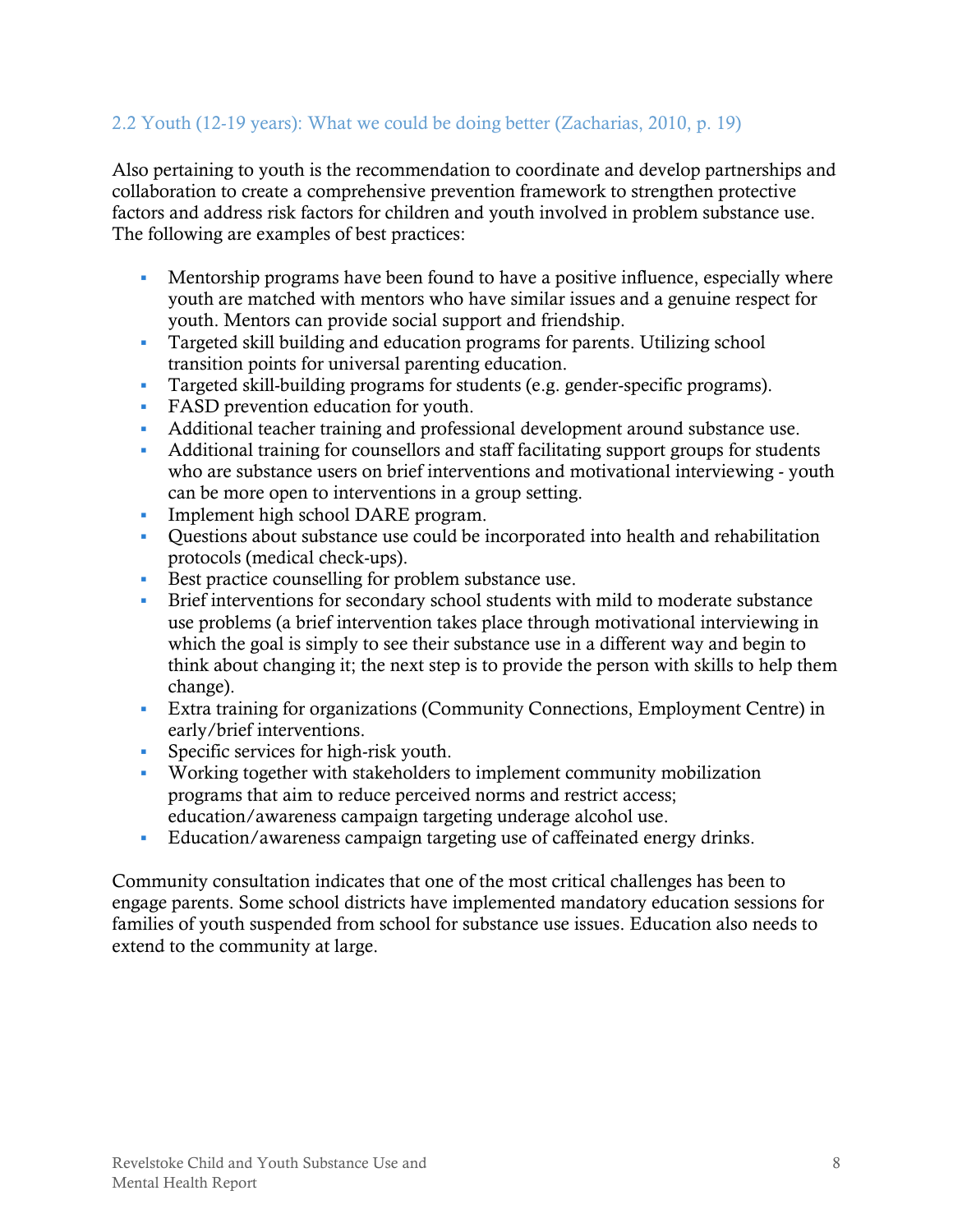## 2.2 Youth (12-19 years): What we could be doing better (Zacharias, 2010, p. 19)

Also pertaining to youth is the recommendation to coordinate and develop partnerships and collaboration to create a comprehensive prevention framework to strengthen protective factors and address risk factors for children and youth involved in problem substance use. The following are examples of best practices:

- Mentorship programs have been found to have a positive influence, especially where youth are matched with mentors who have similar issues and a genuine respect for youth. Mentors can provide social support and friendship.
- Targeted skill building and education programs for parents. Utilizing school transition points for universal parenting education.
- Targeted skill-building programs for students (e.g. gender-specific programs).
- FASD prevention education for youth.
- Additional teacher training and professional development around substance use.
- Additional training for counsellors and staff facilitating support groups for students who are substance users on brief interventions and motivational interviewing - youth can be more open to interventions in a group setting.
- Implement high school DARE program.
- Questions about substance use could be incorporated into health and rehabilitation protocols (medical check-ups).
- Best practice counselling for problem substance use.
- Brief interventions for secondary school students with mild to moderate substance use problems (a brief intervention takes place through motivational interviewing in which the goal is simply to see their substance use in a different way and begin to think about changing it; the next step is to provide the person with skills to help them change).
- Extra training for organizations (Community Connections, Employment Centre) in early/brief interventions.
- Specific services for high-risk youth.
- Working together with stakeholders to implement community mobilization programs that aim to reduce perceived norms and restrict access; education/awareness campaign targeting underage alcohol use.
- Education/awareness campaign targeting use of caffeinated energy drinks.

Community consultation indicates that one of the most critical challenges has been to engage parents. Some school districts have implemented mandatory education sessions for families of youth suspended from school for substance use issues. Education also needs to extend to the community at large.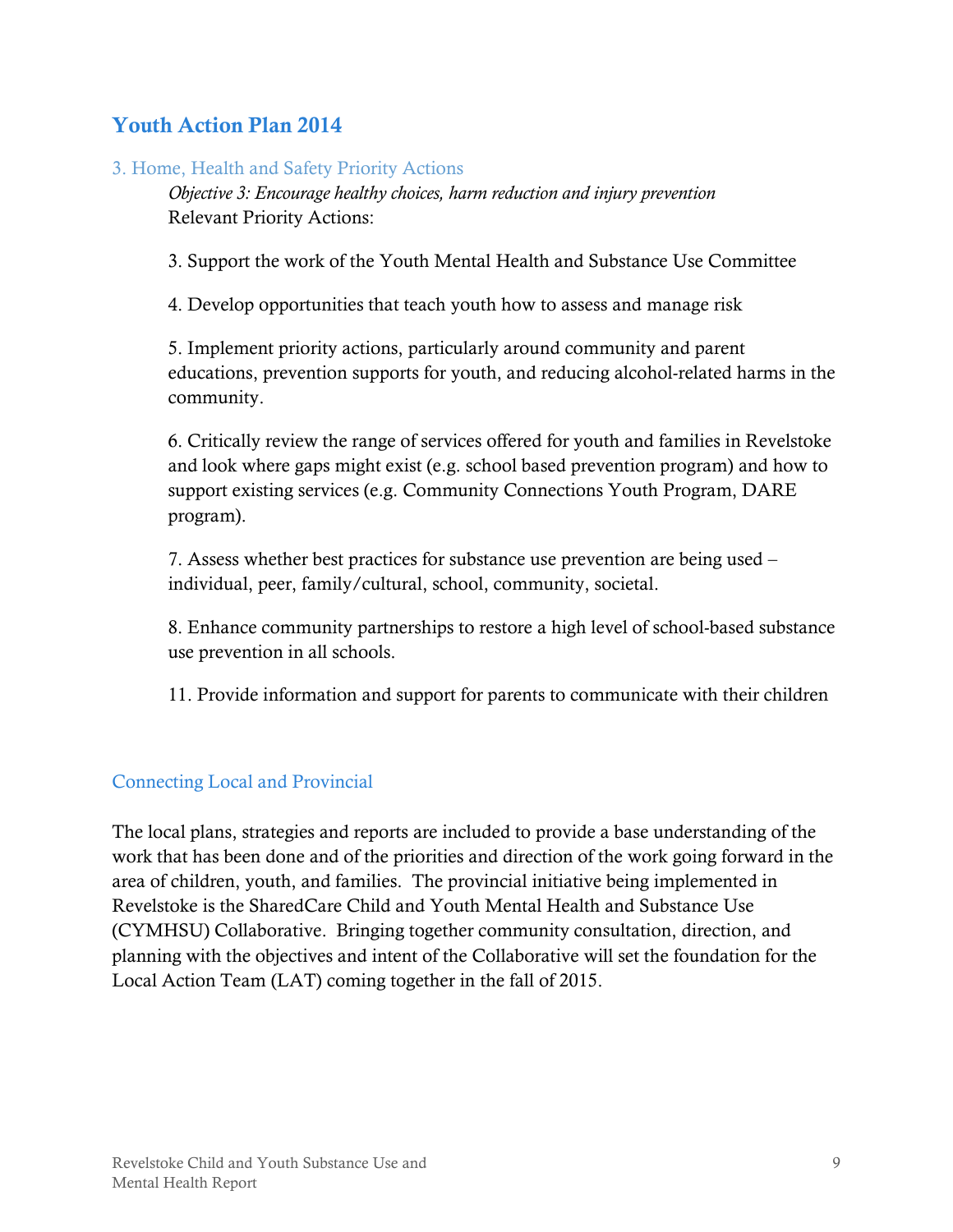## Youth Action Plan 2014

### 3. Home, Health and Safety Priority Actions

*Objective 3: Encourage healthy choices, harm reduction and injury prevention*
Relevant Priority Actions:

3. Support the work of the Youth Mental Health and Substance Use Committee

4. Develop opportunities that teach youth how to assess and manage risk

5. Implement priority actions, particularly around community and parent educations, prevention supports for youth, and reducing alcohol-related harms in the community.

6. Critically review the range of services offered for youth and families in Revelstoke and look where gaps might exist (e.g. school based prevention program) and how to support existing services (e.g. Community Connections Youth Program, DARE program).

7. Assess whether best practices for substance use prevention are being used – individual, peer, family/cultural, school, community, societal.

8. Enhance community partnerships to restore a high level of school-based substance use prevention in all schools.

11. Provide information and support for parents to communicate with their children

### Connecting Local and Provincial

The local plans, strategies and reports are included to provide a base understanding of the work that has been done and of the priorities and direction of the work going forward in the area of children, youth, and families. The provincial initiative being implemented in Revelstoke is the SharedCare Child and Youth Mental Health and Substance Use (CYMHSU) Collaborative. Bringing together community consultation, direction, and planning with the objectives and intent of the Collaborative will set the foundation for the Local Action Team (LAT) coming together in the fall of 2015.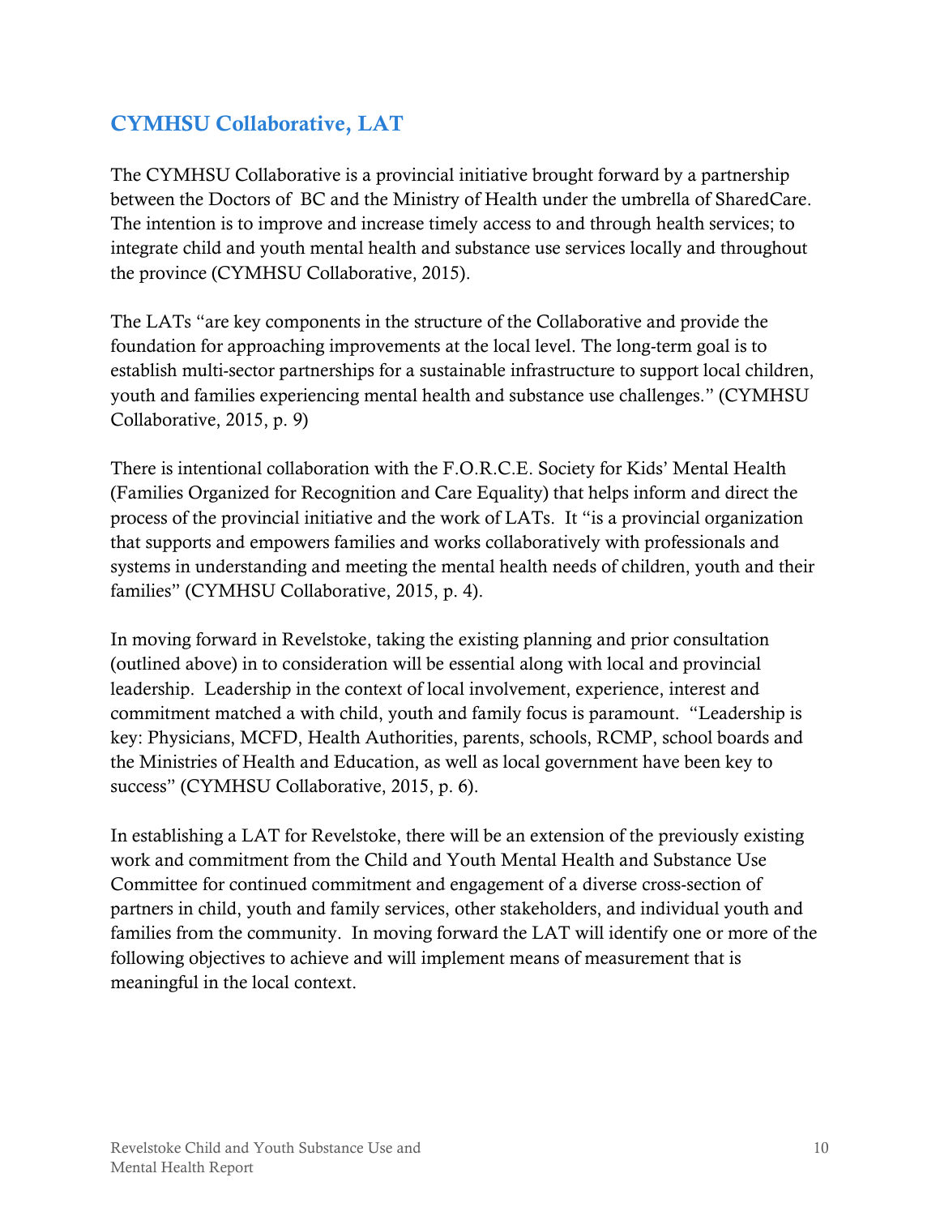## CYMHSU Collaborative, LAT

The CYMHSU Collaborative is a provincial initiative brought forward by a partnership between the Doctors of BC and the Ministry of Health under the umbrella of SharedCare. The intention is to improve and increase timely access to and through health services; to integrate child and youth mental health and substance use services locally and throughout the province (CYMHSU Collaborative, 2015).

The LATs "are key components in the structure of the Collaborative and provide the foundation for approaching improvements at the local level. The long-term goal is to establish multi-sector partnerships for a sustainable infrastructure to support local children, youth and families experiencing mental health and substance use challenges." (CYMHSU Collaborative, 2015, p. 9)

There is intentional collaboration with the F.O.R.C.E. Society for Kids' Mental Health (Families Organized for Recognition and Care Equality) that helps inform and direct the process of the provincial initiative and the work of LATs. It "is a provincial organization that supports and empowers families and works collaboratively with professionals and systems in understanding and meeting the mental health needs of children, youth and their families" (CYMHSU Collaborative, 2015, p. 4).

In moving forward in Revelstoke, taking the existing planning and prior consultation (outlined above) in to consideration will be essential along with local and provincial leadership. Leadership in the context of local involvement, experience, interest and commitment matched a with child, youth and family focus is paramount. "Leadership is key: Physicians, MCFD, Health Authorities, parents, schools, RCMP, school boards and the Ministries of Health and Education, as well as local government have been key to success" (CYMHSU Collaborative, 2015, p. 6).

In establishing a LAT for Revelstoke, there will be an extension of the previously existing work and commitment from the Child and Youth Mental Health and Substance Use Committee for continued commitment and engagement of a diverse cross-section of partners in child, youth and family services, other stakeholders, and individual youth and families from the community. In moving forward the LAT will identify one or more of the following objectives to achieve and will implement means of measurement that is meaningful in the local context.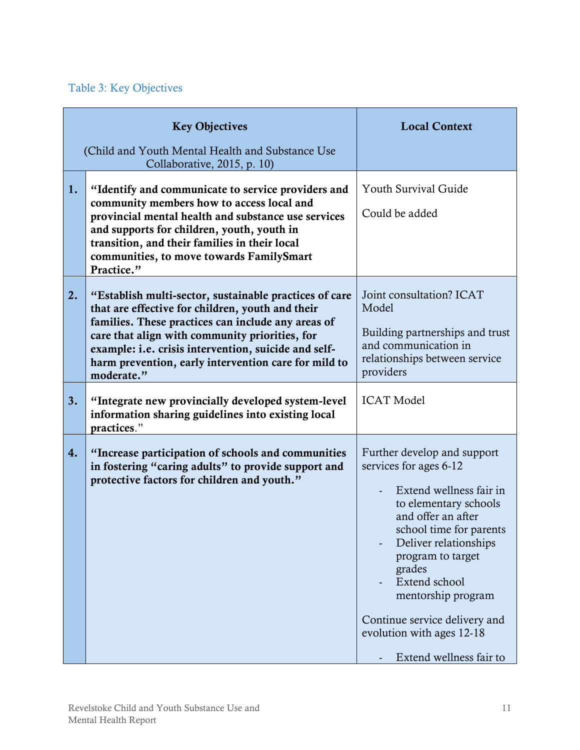Table 3: Key Objectives

| | Key Objectives (Child and Youth Mental Health and Substance Use Collaborative, 2015, p. 10) | Local Context |
|---|---|---|
| **1.** | **"Identify and communicate to service providers and community members how to access local and provincial mental health and substance use services and supports for children, youth, youth in transition, and their families in their local communities, to move towards FamilySmart Practice."** | Youth Survival Guide<br><br>Could be added |
| **2.** | **"Establish multi-sector, sustainable practices of care that are effective for children, youth and their families. These practices can include any areas of care that align with community priorities, for example: i.e. crisis intervention, suicide and self-harm prevention, early intervention care for mild to moderate."** | Joint consultation? ICAT Model<br><br>Building partnerships and trust and communication in relationships between service providers |
| **3.** | **"Integrate new provincially developed system-level information sharing guidelines into existing local practices**." | ICAT Model |
| **4.** | **"Increase participation of schools and communities in fostering "caring adults" to provide support and protective factors for children and youth."** | Further develop and support services for ages 6-12<br><br>- Extend wellness fair in to elementary schools and offer an after school time for parents<br>- Deliver relationships program to target grades<br>- Extend school mentorship program<br><br>Continue service delivery and evolution with ages 12-18<br><br>- Extend wellness fair to |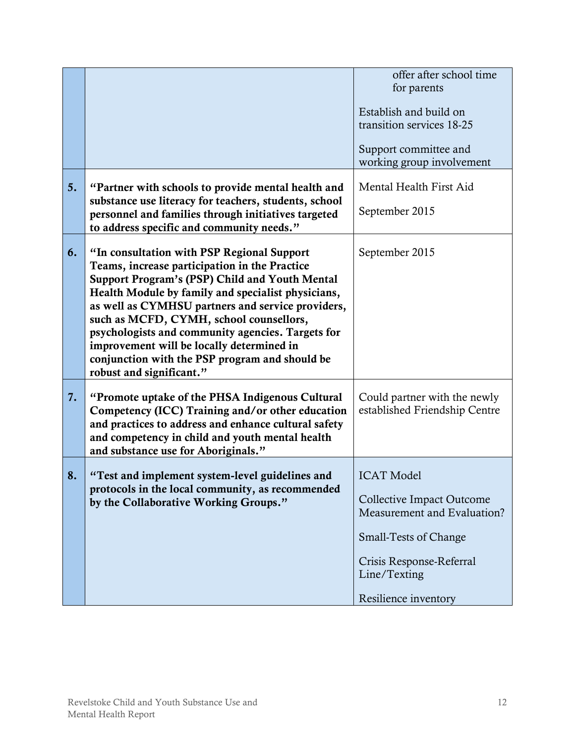| | | |
|---|---|---|
| | | offer after school time for parents<br><br>Establish and build on transition services 18-25<br><br>Support committee and working group involvement |
| **5.** | **"Partner with schools to provide mental health and substance use literacy for teachers, students, school personnel and families through initiatives targeted to address specific and community needs."** | Mental Health First Aid<br><br>September 2015 |
| **6.** | **"In consultation with PSP Regional Support Teams, increase participation in the Practice Support Program's (PSP) Child and Youth Mental Health Module by family and specialist physicians, as well as CYMHSU partners and service providers, such as MCFD, CYMH, school counsellors, psychologists and community agencies. Targets for improvement will be locally determined in conjunction with the PSP program and should be robust and significant."** | September 2015 |
| **7.** | **"Promote uptake of the PHSA Indigenous Cultural Competency (ICC) Training and/or other education and practices to address and enhance cultural safety and competency in child and youth mental health and substance use for Aboriginals."** | Could partner with the newly established Friendship Centre |
| **8.** | **"Test and implement system-level guidelines and protocols in the local community, as recommended by the Collaborative Working Groups."** | ICAT Model<br><br>Collective Impact Outcome Measurement and Evaluation?<br><br>Small-Tests of Change<br><br>Crisis Response-Referral Line/Texting<br><br>Resilience inventory |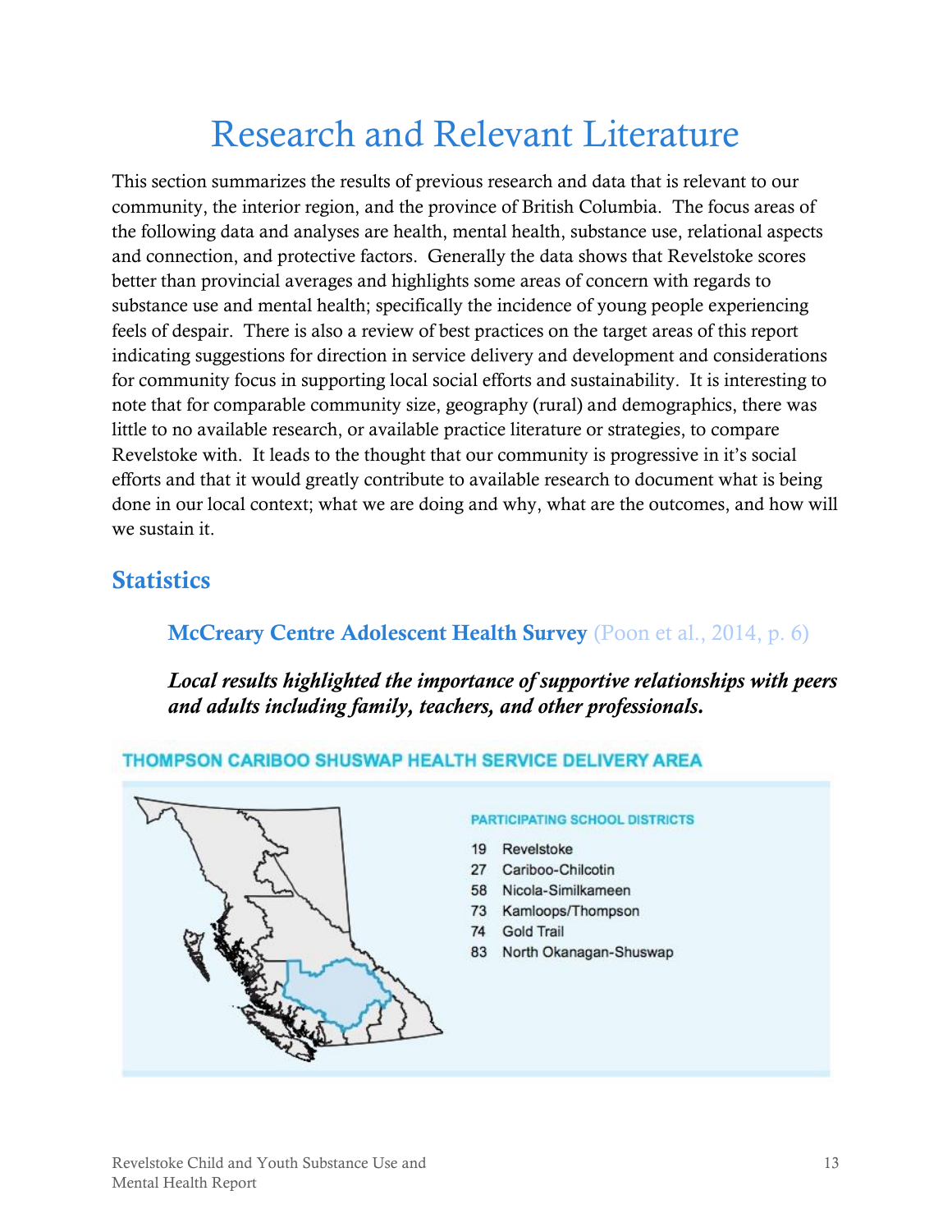# Research and Relevant Literature

This section summarizes the results of previous research and data that is relevant to our community, the interior region, and the province of British Columbia. The focus areas of the following data and analyses are health, mental health, substance use, relational aspects and connection, and protective factors. Generally the data shows that Revelstoke scores better than provincial averages and highlights some areas of concern with regards to substance use and mental health; specifically the incidence of young people experiencing feels of despair. There is also a review of best practices on the target areas of this report indicating suggestions for direction in service delivery and development and considerations for community focus in supporting local social efforts and sustainability. It is interesting to note that for comparable community size, geography (rural) and demographics, there was little to no available research, or available practice literature or strategies, to compare Revelstoke with. It leads to the thought that our community is progressive in it's social efforts and that it would greatly contribute to available research to document what is being done in our local context; what we are doing and why, what are the outcomes, and how will we sustain it.

## Statistics

### McCreary Centre Adolescent Health Survey (Poon et al., 2014, p. 6)

***Local results highlighted the importance of supportive relationships with peers and adults including family, teachers, and other professionals.***

**THOMPSON CARIBOO SHUSWAP HEALTH SERVICE DELIVERY AREA**

**PARTICIPATING SCHOOL DISTRICTS**

- 19 Revelstoke
- 27 Cariboo-Chilcotin
- 58 Nicola-Similkameen
- 73 Kamloops/Thompson
- 74 Gold Trail
- 83 North Okanagan-Shuswap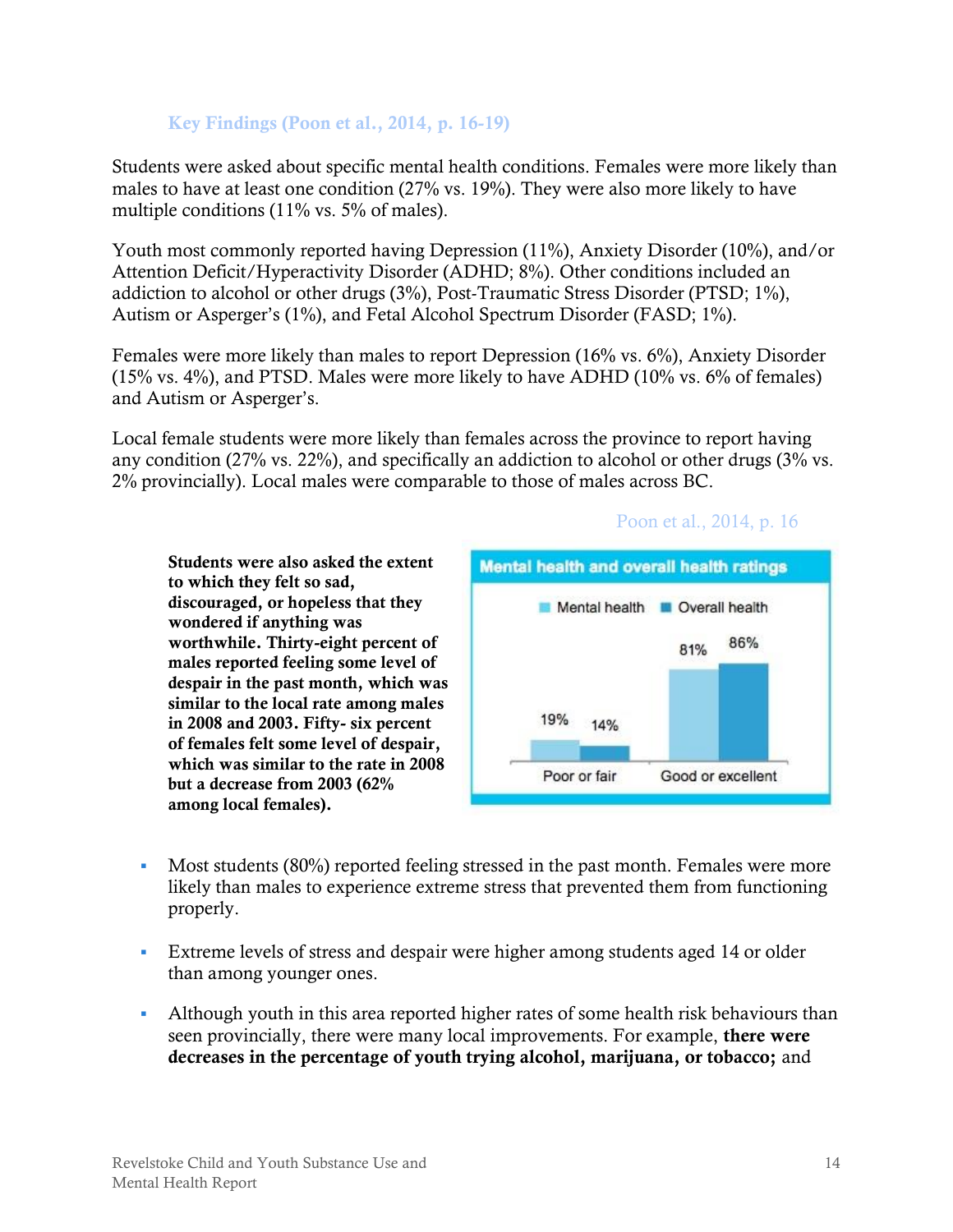### Key Findings (Poon et al., 2014, p. 16-19)

Students were asked about specific mental health conditions. Females were more likely than males to have at least one condition (27% vs. 19%). They were also more likely to have multiple conditions (11% vs. 5% of males).

Youth most commonly reported having Depression (11%), Anxiety Disorder (10%), and/or Attention Deficit/Hyperactivity Disorder (ADHD; 8%). Other conditions included an addiction to alcohol or other drugs (3%), Post-Traumatic Stress Disorder (PTSD; 1%), Autism or Asperger's (1%), and Fetal Alcohol Spectrum Disorder (FASD; 1%).

Females were more likely than males to report Depression (16% vs. 6%), Anxiety Disorder (15% vs. 4%), and PTSD. Males were more likely to have ADHD (10% vs. 6% of females) and Autism or Asperger's.

Local female students were more likely than females across the province to report having any condition (27% vs. 22%), and specifically an addiction to alcohol or other drugs (3% vs. 2% provincially). Local males were comparable to those of males across BC.

Poon et al., 2014, p. 16

**Students were also asked the extent to which they felt so sad, discouraged, or hopeless that they wondered if anything was worthwhile. Thirty-eight percent of males reported feeling some level of despair in the past month, which was similar to the local rate among males in 2008 and 2003. Fifty- six percent of females felt some level of despair, which was similar to the rate in 2008 but a decrease from 2003 (62% among local females).**

**Mental health and overall health ratings**

| | Mental health | Overall health |
|---|---|---|
| Poor or fair | 19% | 14% |
| Good or excellent | 81% | 86% |

- Most students (80%) reported feeling stressed in the past month. Females were more likely than males to experience extreme stress that prevented them from functioning properly.
- Extreme levels of stress and despair were higher among students aged 14 or older than among younger ones.
- Although youth in this area reported higher rates of some health risk behaviours than seen provincially, there were many local improvements. For example, **there were decreases in the percentage of youth trying alcohol, marijuana, or tobacco;** and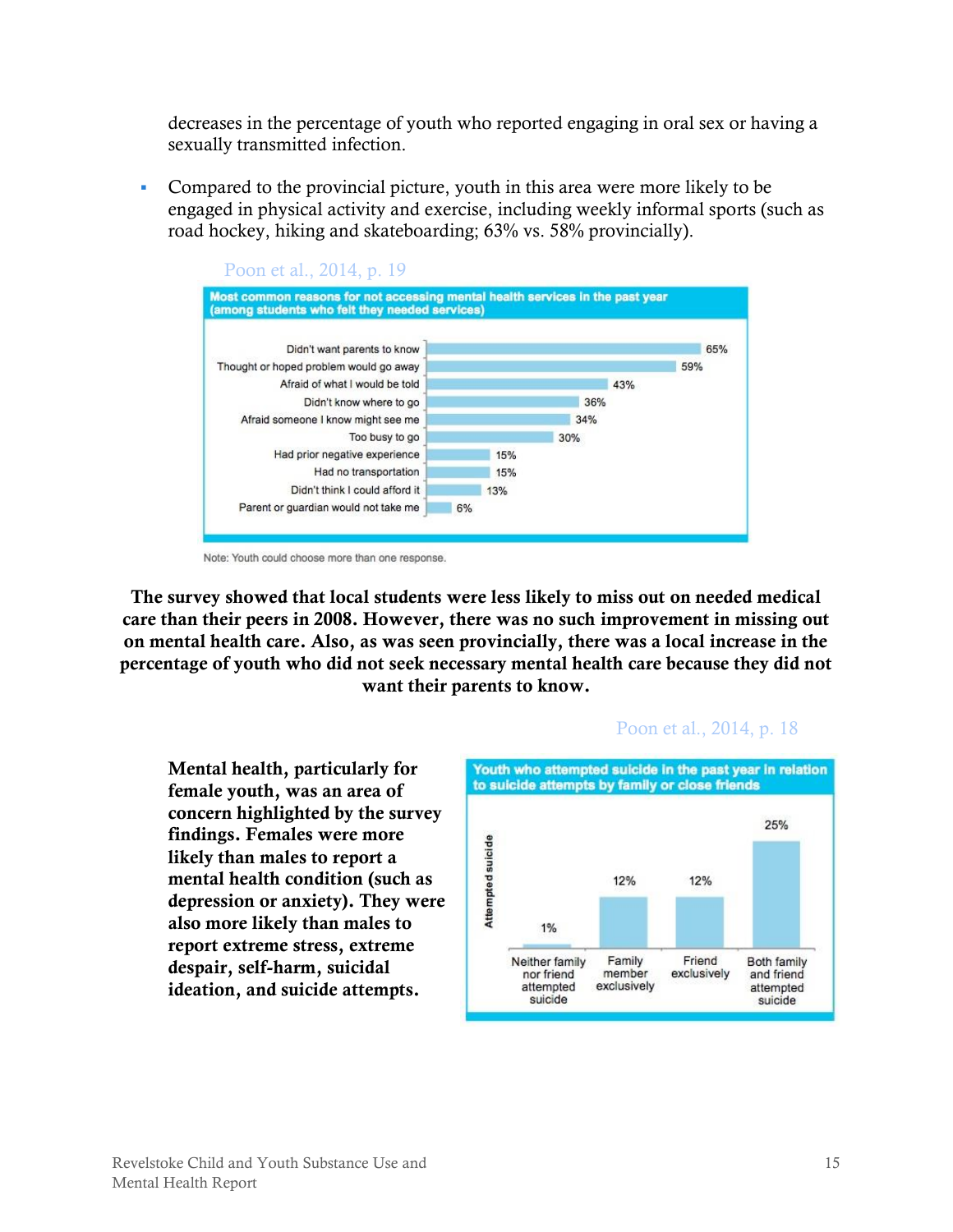decreases in the percentage of youth who reported engaging in oral sex or having a sexually transmitted infection.

- Compared to the provincial picture, youth in this area were more likely to be engaged in physical activity and exercise, including weekly informal sports (such as road hockey, hiking and skateboarding; 63% vs. 58% provincially).

Poon et al., 2014, p. 19

**Most common reasons for not accessing mental health services in the past year (among students who felt they needed services)**

| Reason | Percentage |
|---|---|
| Didn't want parents to know | 65% |
| Thought or hoped problem would go away | 59% |
| Afraid of what I would be told | 43% |
| Didn't know where to go | 36% |
| Afraid someone I know might see me | 34% |
| Too busy to go | 30% |
| Had prior negative experience | 15% |
| Had no transportation | 15% |
| Didn't think I could afford it | 13% |
| Parent or guardian would not take me | 6% |

Note: Youth could choose more than one response.

**The survey showed that local students were less likely to miss out on needed medical care than their peers in 2008. However, there was no such improvement in missing out on mental health care. Also, as was seen provincially, there was a local increase in the percentage of youth who did not seek necessary mental health care because they did not want their parents to know.**

Poon et al., 2014, p. 18

**Mental health, particularly for female youth, was an area of concern highlighted by the survey findings. Females were more likely than males to report a mental health condition (such as depression or anxiety). They were also more likely than males to report extreme stress, extreme despair, self-harm, suicidal ideation, and suicide attempts.**

**Youth who attempted suicide in the past year in relation to suicide attempts by family or close friends**

| | Neither family nor friend attempted suicide | Family member exclusively | Friend exclusively | Both family and friend attempted suicide |
|---|---|---|---|---|
| Attempted suicide | 1% | 12% | 12% | 25% |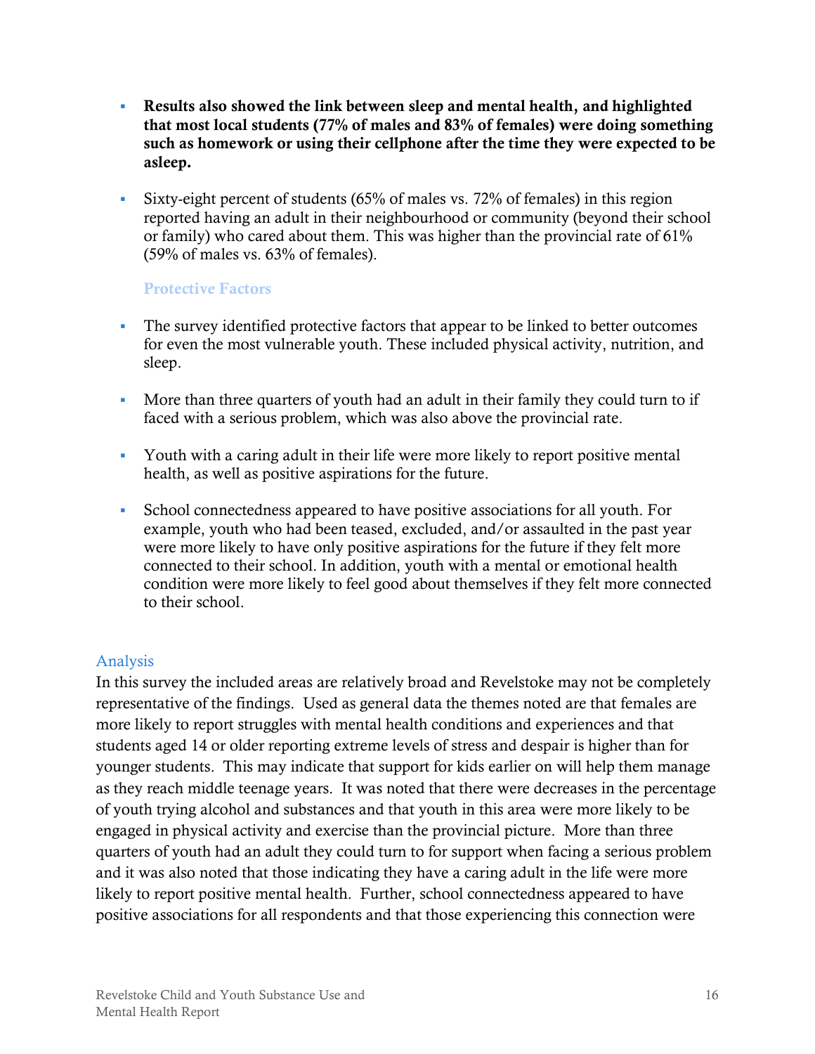- **Results also showed the link between sleep and mental health, and highlighted that most local students (77% of males and 83% of females) were doing something such as homework or using their cellphone after the time they were expected to be asleep.**
- Sixty-eight percent of students (65% of males vs. 72% of females) in this region reported having an adult in their neighbourhood or community (beyond their school or family) who cared about them. This was higher than the provincial rate of 61% (59% of males vs. 63% of females).

### Protective Factors

- The survey identified protective factors that appear to be linked to better outcomes for even the most vulnerable youth. These included physical activity, nutrition, and sleep.
- More than three quarters of youth had an adult in their family they could turn to if faced with a serious problem, which was also above the provincial rate.
- Youth with a caring adult in their life were more likely to report positive mental health, as well as positive aspirations for the future.
- School connectedness appeared to have positive associations for all youth. For example, youth who had been teased, excluded, and/or assaulted in the past year were more likely to have only positive aspirations for the future if they felt more connected to their school. In addition, youth with a mental or emotional health condition were more likely to feel good about themselves if they felt more connected to their school.

## Analysis

In this survey the included areas are relatively broad and Revelstoke may not be completely representative of the findings. Used as general data the themes noted are that females are more likely to report struggles with mental health conditions and experiences and that students aged 14 or older reporting extreme levels of stress and despair is higher than for younger students. This may indicate that support for kids earlier on will help them manage as they reach middle teenage years. It was noted that there were decreases in the percentage of youth trying alcohol and substances and that youth in this area were more likely to be engaged in physical activity and exercise than the provincial picture. More than three quarters of youth had an adult they could turn to for support when facing a serious problem and it was also noted that those indicating they have a caring adult in the life were more likely to report positive mental health. Further, school connectedness appeared to have positive associations for all respondents and that those experiencing this connection were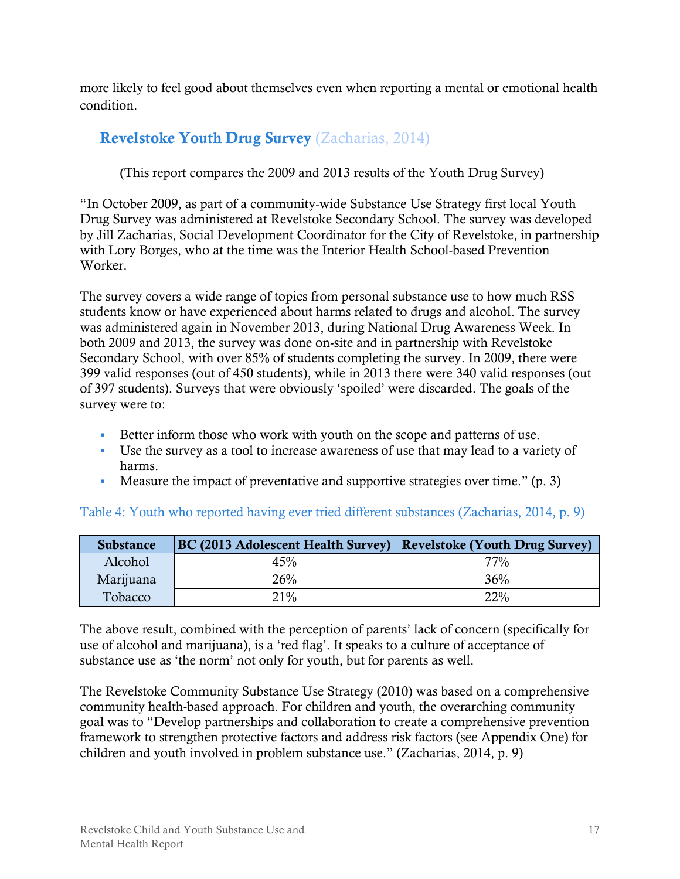more likely to feel good about themselves even when reporting a mental or emotional health condition.

## Revelstoke Youth Drug Survey (Zacharias, 2014)

(This report compares the 2009 and 2013 results of the Youth Drug Survey)

"In October 2009, as part of a community-wide Substance Use Strategy first local Youth Drug Survey was administered at Revelstoke Secondary School. The survey was developed by Jill Zacharias, Social Development Coordinator for the City of Revelstoke, in partnership with Lory Borges, who at the time was the Interior Health School-based Prevention Worker.

The survey covers a wide range of topics from personal substance use to how much RSS students know or have experienced about harms related to drugs and alcohol. The survey was administered again in November 2013, during National Drug Awareness Week. In both 2009 and 2013, the survey was done on-site and in partnership with Revelstoke Secondary School, with over 85% of students completing the survey. In 2009, there were 399 valid responses (out of 450 students), while in 2013 there were 340 valid responses (out of 397 students). Surveys that were obviously 'spoiled' were discarded. The goals of the survey were to:

- Better inform those who work with youth on the scope and patterns of use.
- Use the survey as a tool to increase awareness of use that may lead to a variety of harms.
- Measure the impact of preventative and supportive strategies over time." (p. 3)

Table 4: Youth who reported having ever tried different substances (Zacharias, 2014, p. 9)

| Substance | BC (2013 Adolescent Health Survey) | Revelstoke (Youth Drug Survey) |
|---|---|---|
| Alcohol | 45% | 77% |
| Marijuana | 26% | 36% |
| Tobacco | 21% | 22% |

The above result, combined with the perception of parents' lack of concern (specifically for use of alcohol and marijuana), is a 'red flag'. It speaks to a culture of acceptance of substance use as 'the norm' not only for youth, but for parents as well.

The Revelstoke Community Substance Use Strategy (2010) was based on a comprehensive community health-based approach. For children and youth, the overarching community goal was to "Develop partnerships and collaboration to create a comprehensive prevention framework to strengthen protective factors and address risk factors (see Appendix One) for children and youth involved in problem substance use." (Zacharias, 2014, p. 9)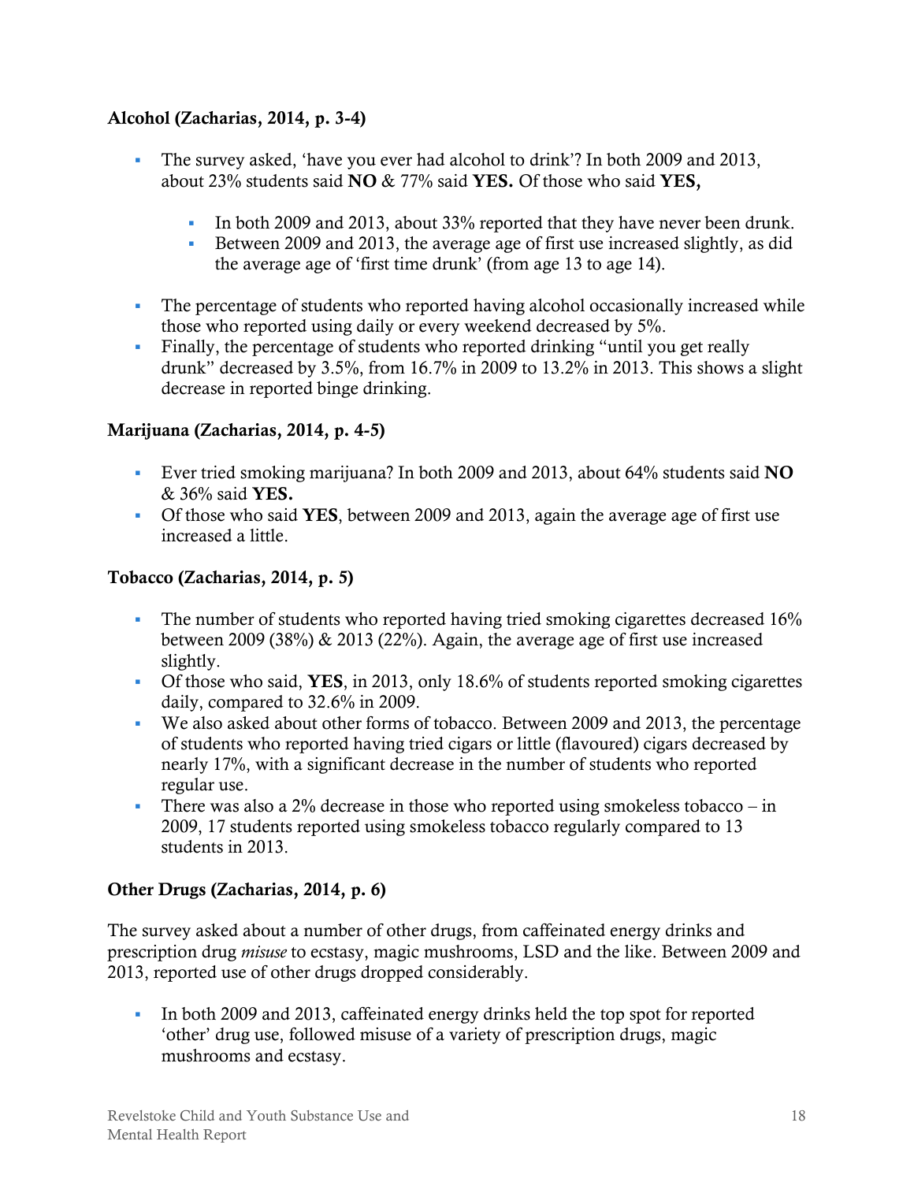### Alcohol (Zacharias, 2014, p. 3-4)

- The survey asked, 'have you ever had alcohol to drink'? In both 2009 and 2013, about 23% students said **NO** & 77% said **YES.** Of those who said **YES,**
  - In both 2009 and 2013, about 33% reported that they have never been drunk.
  - Between 2009 and 2013, the average age of first use increased slightly, as did the average age of 'first time drunk' (from age 13 to age 14).
- The percentage of students who reported having alcohol occasionally increased while those who reported using daily or every weekend decreased by 5%.
- Finally, the percentage of students who reported drinking "until you get really drunk" decreased by 3.5%, from 16.7% in 2009 to 13.2% in 2013. This shows a slight decrease in reported binge drinking.

### Marijuana (Zacharias, 2014, p. 4-5)

- Ever tried smoking marijuana? In both 2009 and 2013, about 64% students said **NO** & 36% said **YES.**
- Of those who said **YES**, between 2009 and 2013, again the average age of first use increased a little.

### Tobacco (Zacharias, 2014, p. 5)

- The number of students who reported having tried smoking cigarettes decreased 16% between 2009 (38%) & 2013 (22%). Again, the average age of first use increased slightly.
- Of those who said, **YES**, in 2013, only 18.6% of students reported smoking cigarettes daily, compared to 32.6% in 2009.
- We also asked about other forms of tobacco. Between 2009 and 2013, the percentage of students who reported having tried cigars or little (flavoured) cigars decreased by nearly 17%, with a significant decrease in the number of students who reported regular use.
- There was also a 2% decrease in those who reported using smokeless tobacco – in 2009, 17 students reported using smokeless tobacco regularly compared to 13 students in 2013.

### Other Drugs (Zacharias, 2014, p. 6)

The survey asked about a number of other drugs, from caffeinated energy drinks and prescription drug *misuse* to ecstasy, magic mushrooms, LSD and the like. Between 2009 and 2013, reported use of other drugs dropped considerably.

- In both 2009 and 2013, caffeinated energy drinks held the top spot for reported 'other' drug use, followed misuse of a variety of prescription drugs, magic mushrooms and ecstasy.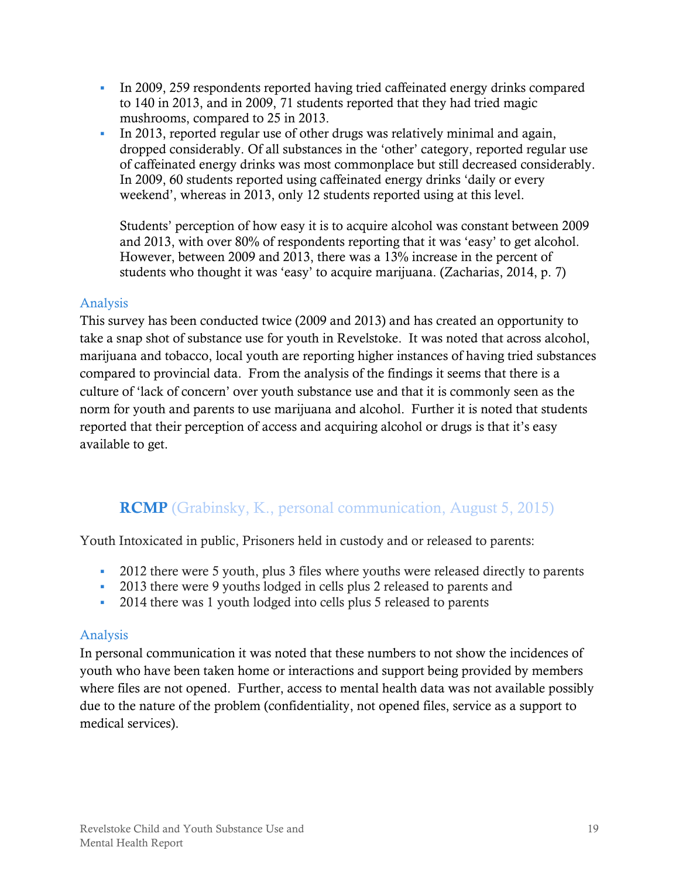- In 2009, 259 respondents reported having tried caffeinated energy drinks compared to 140 in 2013, and in 2009, 71 students reported that they had tried magic mushrooms, compared to 25 in 2013.
- In 2013, reported regular use of other drugs was relatively minimal and again, dropped considerably. Of all substances in the 'other' category, reported regular use of caffeinated energy drinks was most commonplace but still decreased considerably. In 2009, 60 students reported using caffeinated energy drinks 'daily or every weekend', whereas in 2013, only 12 students reported using at this level.

  Students' perception of how easy it is to acquire alcohol was constant between 2009 and 2013, with over 80% of respondents reporting that it was 'easy' to get alcohol. However, between 2009 and 2013, there was a 13% increase in the percent of students who thought it was 'easy' to acquire marijuana. (Zacharias, 2014, p. 7)

### Analysis

This survey has been conducted twice (2009 and 2013) and has created an opportunity to take a snap shot of substance use for youth in Revelstoke. It was noted that across alcohol, marijuana and tobacco, local youth are reporting higher instances of having tried substances compared to provincial data. From the analysis of the findings it seems that there is a culture of 'lack of concern' over youth substance use and that it is commonly seen as the norm for youth and parents to use marijuana and alcohol. Further it is noted that students reported that their perception of access and acquiring alcohol or drugs is that it's easy available to get.

## **RCMP** (Grabinsky, K., personal communication, August 5, 2015)

Youth Intoxicated in public, Prisoners held in custody and or released to parents:

- 2012 there were 5 youth, plus 3 files where youths were released directly to parents
- 2013 there were 9 youths lodged in cells plus 2 released to parents and
- 2014 there was 1 youth lodged into cells plus 5 released to parents

### Analysis

In personal communication it was noted that these numbers to not show the incidences of youth who have been taken home or interactions and support being provided by members where files are not opened. Further, access to mental health data was not available possibly due to the nature of the problem (confidentiality, not opened files, service as a support to medical services).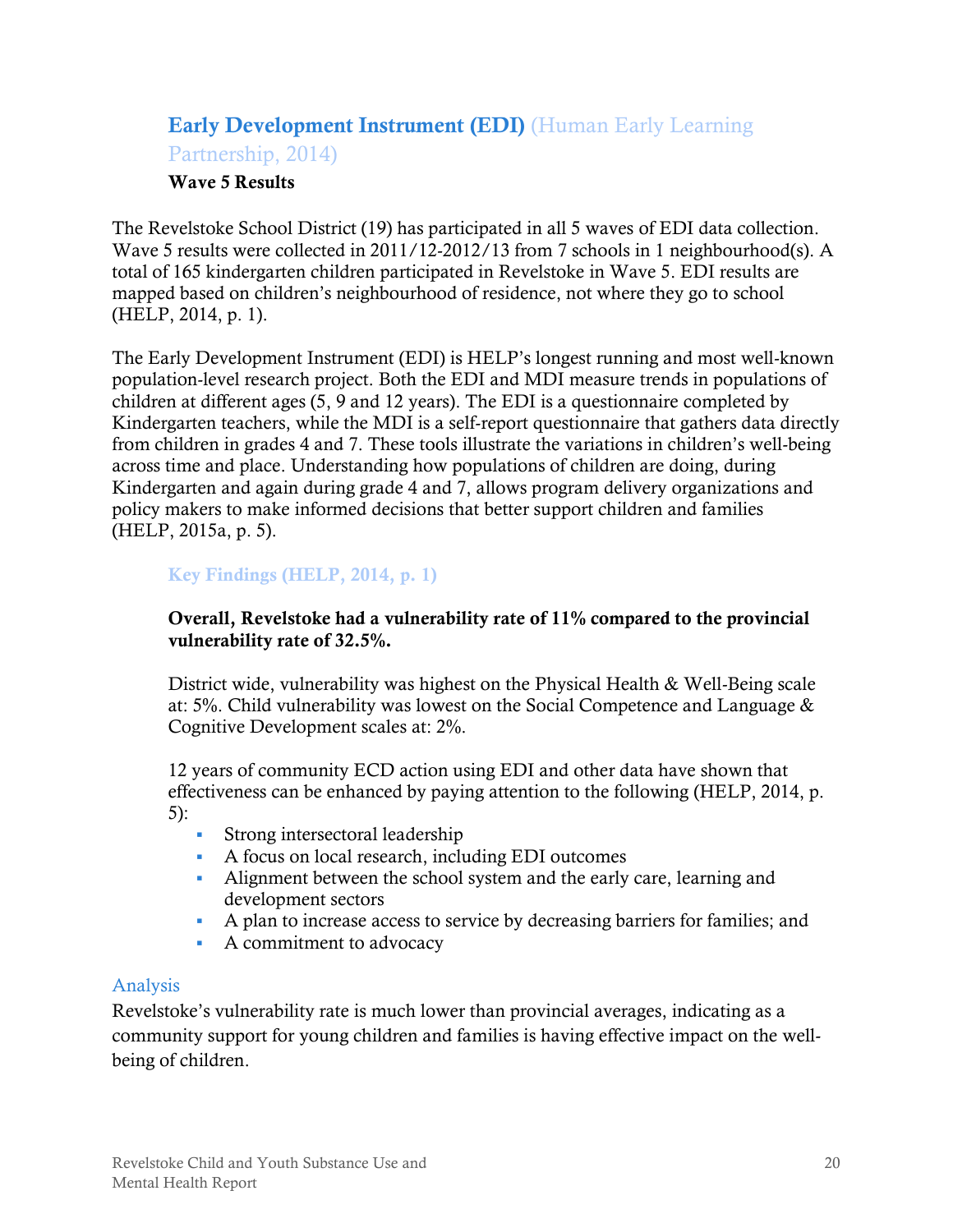## **Early Development Instrument (EDI)** (Human Early Learning Partnership, 2014)

**Wave 5 Results**

The Revelstoke School District (19) has participated in all 5 waves of EDI data collection. Wave 5 results were collected in 2011/12-2012/13 from 7 schools in 1 neighbourhood(s). A total of 165 kindergarten children participated in Revelstoke in Wave 5. EDI results are mapped based on children's neighbourhood of residence, not where they go to school (HELP, 2014, p. 1).

The Early Development Instrument (EDI) is HELP's longest running and most well-known population-level research project. Both the EDI and MDI measure trends in populations of children at different ages (5, 9 and 12 years). The EDI is a questionnaire completed by Kindergarten teachers, while the MDI is a self-report questionnaire that gathers data directly from children in grades 4 and 7. These tools illustrate the variations in children's well-being across time and place. Understanding how populations of children are doing, during Kindergarten and again during grade 4 and 7, allows program delivery organizations and policy makers to make informed decisions that better support children and families (HELP, 2015a, p. 5).

### Key Findings (HELP, 2014, p. 1)

**Overall, Revelstoke had a vulnerability rate of 11% compared to the provincial vulnerability rate of 32.5%.**

District wide, vulnerability was highest on the Physical Health & Well-Being scale at: 5%. Child vulnerability was lowest on the Social Competence and Language & Cognitive Development scales at: 2%.

12 years of community ECD action using EDI and other data have shown that effectiveness can be enhanced by paying attention to the following (HELP, 2014, p. 5):

- Strong intersectoral leadership
- A focus on local research, including EDI outcomes
- Alignment between the school system and the early care, learning and development sectors
- A plan to increase access to service by decreasing barriers for families; and
- A commitment to advocacy

## Analysis

Revelstoke's vulnerability rate is much lower than provincial averages, indicating as a community support for young children and families is having effective impact on the well-being of children.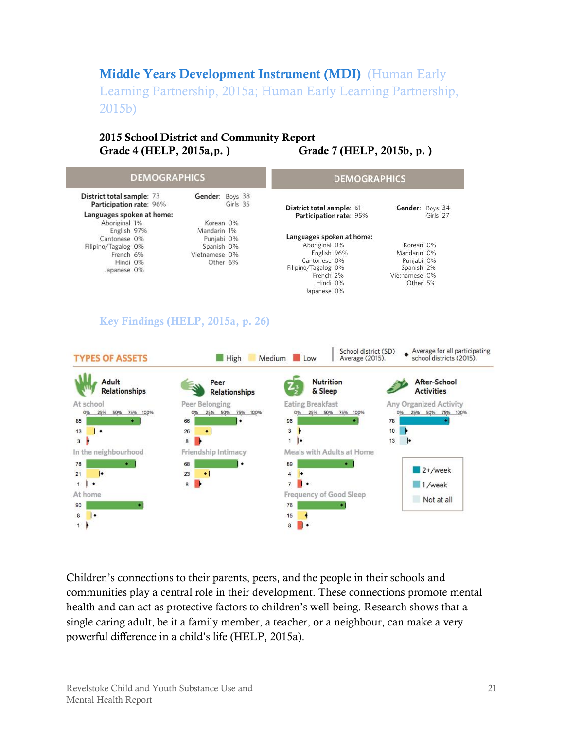## Middle Years Development Instrument (MDI) (Human Early Learning Partnership, 2015a; Human Early Learning Partnership, 2015b)

**2015 School District and Community Report**

**Grade 4 (HELP, 2015a,p. )**

### DEMOGRAPHICS

**District total sample**: 73
**Participation rate**: 96%

**Gender**: Boys 38, Girls 35

**Languages spoken at home:**

| Language | % | Language | % |
|---|---|---|---|
| Aboriginal | 1% | Korean | 0% |
| English | 97% | Mandarin | 1% |
| Cantonese | 0% | Punjabi | 0% |
| Filipino/Tagalog | 0% | Spanish | 0% |
| French | 6% | Vietnamese | 0% |
| Hindi | 0% | Other | 6% |
| Japanese | 0% | | |

**Grade 7 (HELP, 2015b, p. )**

### DEMOGRAPHICS

**District total sample**: 61
**Participation rate**: 95%

**Gender**: Boys 34, Girls 27

**Languages spoken at home:**

| Language | % | Language | % |
|---|---|---|---|
| Aboriginal | 0% | Korean | 0% |
| English | 96% | Mandarin | 0% |
| Cantonese | 0% | Punjabi | 0% |
| Filipino/Tagalog | 0% | Spanish | 2% |
| French | 2% | Vietnamese | 0% |
| Hindi | 0% | Other | 5% |
| Japanese | 0% | | |

### Key Findings (HELP, 2015a, p. 26)

**TYPES OF ASSETS** — High / Medium / Low; School district (SD) Average (2015); ◆ Average for all participating school districts (2015).

| Asset | Measure | High | Medium | Low |
|---|---|---|---|---|
| Adult Relationships | At school | 85 | 13 | 3 |
| Adult Relationships | In the neighbourhood | 78 | 21 | 1 |
| Adult Relationships | At home | 90 | 8 | 1 |
| Peer Relationships | Peer Belonging | 66 | 26 | 8 |
| Peer Relationships | Friendship Intimacy | 68 | 23 | 8 |
| Nutrition & Sleep | Eating Breakfast | 96 | 3 | 1 |
| Nutrition & Sleep | Meals with Adults at Home | 89 | 4 | 7 |
| Nutrition & Sleep | Frequency of Good Sleep | 76 | 15 | 8 |

| After-School Activities | 2+/week | 1/week | Not at all |
|---|---|---|---|
| Any Organized Activity | 78 | 10 | 13 |

Children's connections to their parents, peers, and the people in their schools and communities play a central role in their development. These connections promote mental health and can act as protective factors to children's well-being. Research shows that a single caring adult, be it a family member, a teacher, or a neighbour, can make a very powerful difference in a child's life (HELP, 2015a).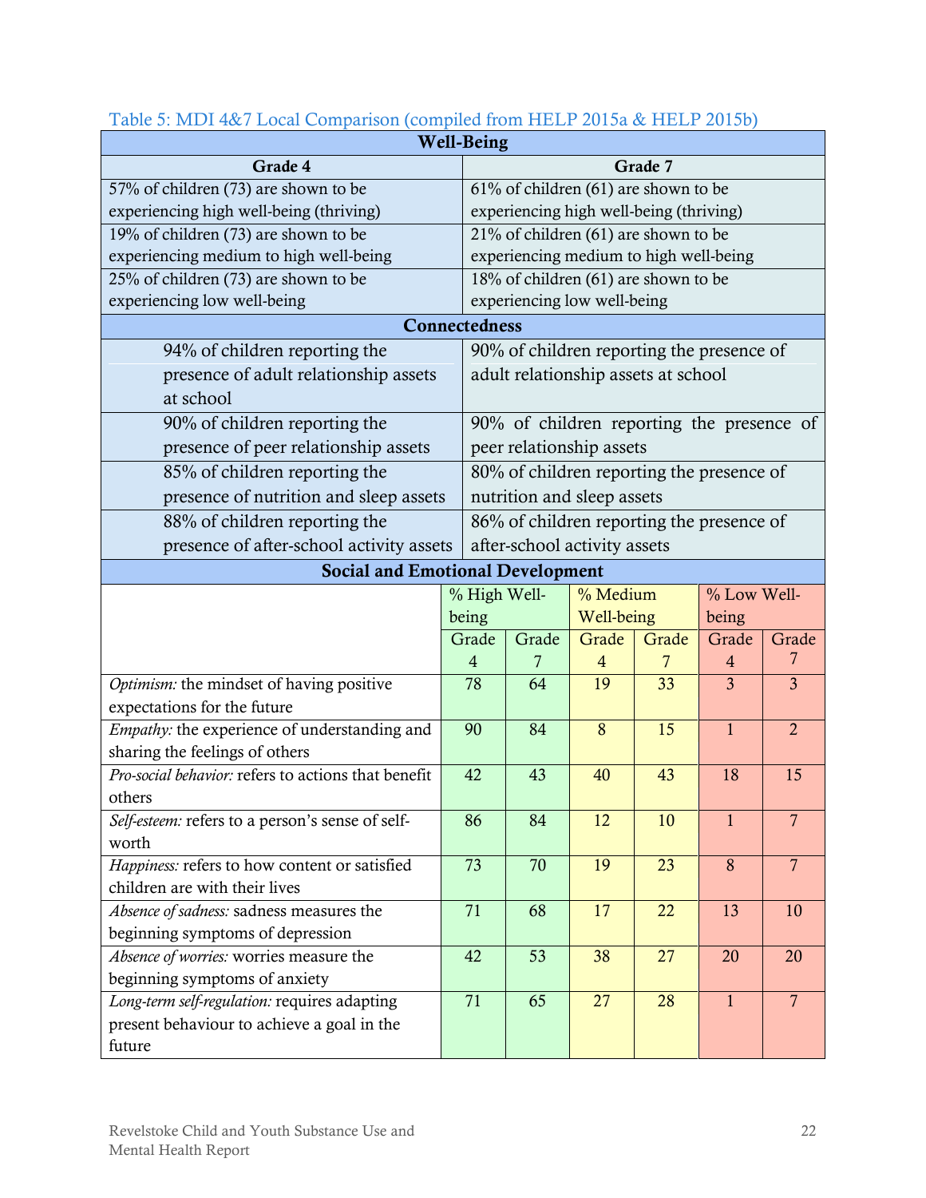Table 5: MDI 4&7 Local Comparison (compiled from HELP 2015a & HELP 2015b)

| Well-Being | |
|---|---|
| **Grade 4** | **Grade 7** |
| 57% of children (73) are shown to be experiencing high well-being (thriving) | 61% of children (61) are shown to be experiencing high well-being (thriving) |
| 19% of children (73) are shown to be experiencing medium to high well-being | 21% of children (61) are shown to be experiencing medium to high well-being |
| 25% of children (73) are shown to be experiencing low well-being | 18% of children (61) are shown to be experiencing low well-being |
| **Connectedness** | |
| 94% of children reporting the presence of adult relationship assets at school | 90% of children reporting the presence of adult relationship assets at school |
| 90% of children reporting the presence of peer relationship assets | 90% of children reporting the presence of peer relationship assets |
| 85% of children reporting the presence of nutrition and sleep assets | 80% of children reporting the presence of nutrition and sleep assets |
| 88% of children reporting the presence of after-school activity assets | 86% of children reporting the presence of after-school activity assets |

**Social and Emotional Development**

| | % High Well-being | | % Medium Well-being | | % Low Well-being | |
|---|---|---|---|---|---|---|
| | Grade 4 | Grade 7 | Grade 4 | Grade 7 | Grade 4 | Grade 7 |
| *Optimism:* the mindset of having positive expectations for the future | 78 | 64 | 19 | 33 | 3 | 3 |
| *Empathy:* the experience of understanding and sharing the feelings of others | 90 | 84 | 8 | 15 | 1 | 2 |
| *Pro-social behavior:* refers to actions that benefit others | 42 | 43 | 40 | 43 | 18 | 15 |
| *Self-esteem:* refers to a person's sense of self-worth | 86 | 84 | 12 | 10 | 1 | 7 |
| *Happiness:* refers to how content or satisfied children are with their lives | 73 | 70 | 19 | 23 | 8 | 7 |
| *Absence of sadness:* sadness measures the beginning symptoms of depression | 71 | 68 | 17 | 22 | 13 | 10 |
| *Absence of worries:* worries measure the beginning symptoms of anxiety | 42 | 53 | 38 | 27 | 20 | 20 |
| *Long-term self-regulation:* requires adapting present behaviour to achieve a goal in the future | 71 | 65 | 27 | 28 | 1 | 7 |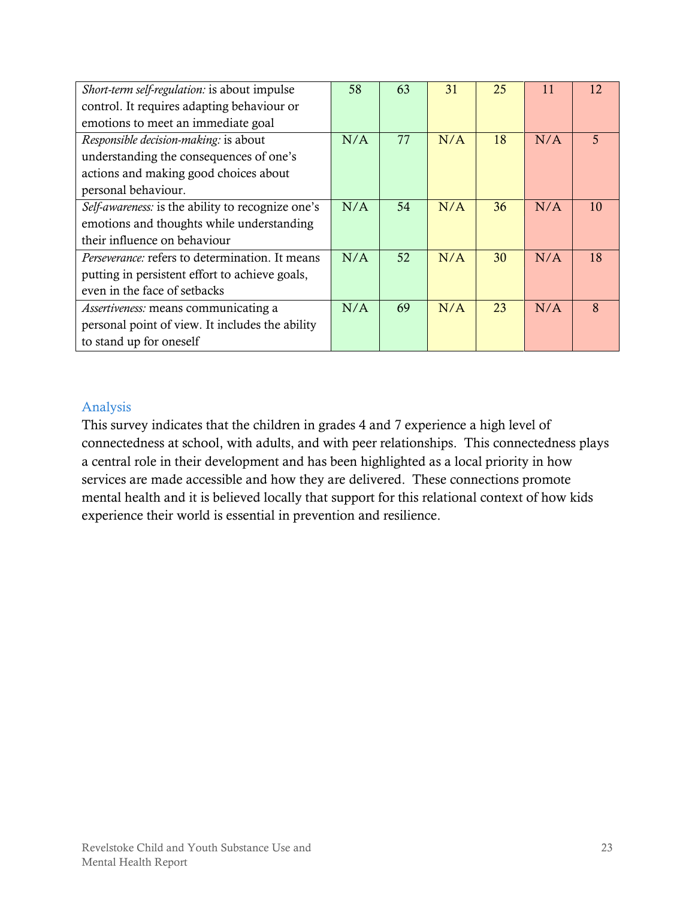| | | | | | | |
|---|---|---|---|---|---|---|
| *Short-term self-regulation:* is about impulse control. It requires adapting behaviour or emotions to meet an immediate goal | 58 | 63 | 31 | 25 | 11 | 12 |
| *Responsible decision-making:* is about understanding the consequences of one's actions and making good choices about personal behaviour. | N/A | 77 | N/A | 18 | N/A | 5 |
| *Self-awareness:* is the ability to recognize one's emotions and thoughts while understanding their influence on behaviour | N/A | 54 | N/A | 36 | N/A | 10 |
| *Perseverance:* refers to determination. It means putting in persistent effort to achieve goals, even in the face of setbacks | N/A | 52 | N/A | 30 | N/A | 18 |
| *Assertiveness:* means communicating a personal point of view. It includes the ability to stand up for oneself | N/A | 69 | N/A | 23 | N/A | 8 |

### Analysis

This survey indicates that the children in grades 4 and 7 experience a high level of connectedness at school, with adults, and with peer relationships. This connectedness plays a central role in their development and has been highlighted as a local priority in how services are made accessible and how they are delivered. These connections promote mental health and it is believed locally that support for this relational context of how kids experience their world is essential in prevention and resilience.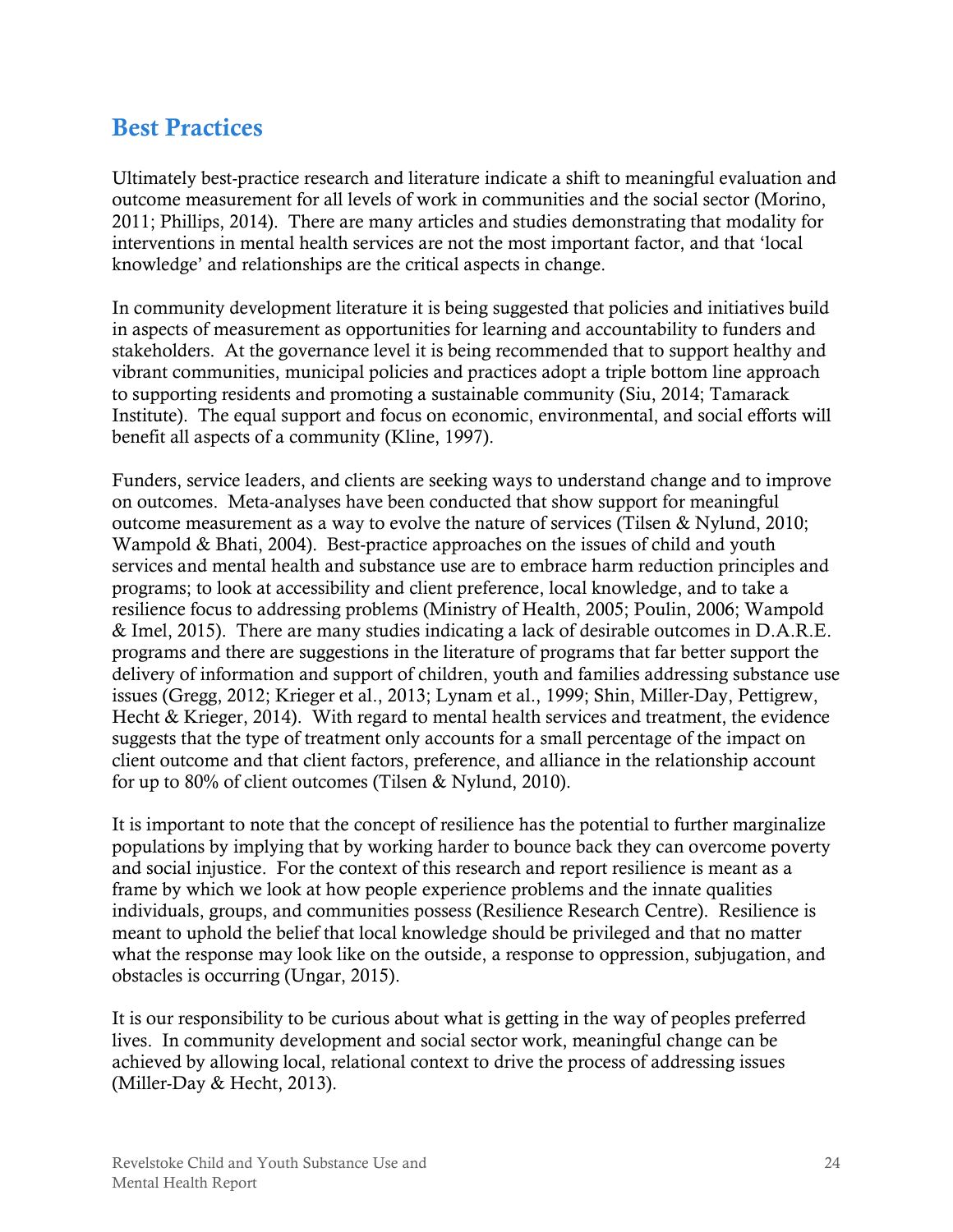## Best Practices

Ultimately best-practice research and literature indicate a shift to meaningful evaluation and outcome measurement for all levels of work in communities and the social sector (Morino, 2011; Phillips, 2014). There are many articles and studies demonstrating that modality for interventions in mental health services are not the most important factor, and that 'local knowledge' and relationships are the critical aspects in change.

In community development literature it is being suggested that policies and initiatives build in aspects of measurement as opportunities for learning and accountability to funders and stakeholders. At the governance level it is being recommended that to support healthy and vibrant communities, municipal policies and practices adopt a triple bottom line approach to supporting residents and promoting a sustainable community (Siu, 2014; Tamarack Institute). The equal support and focus on economic, environmental, and social efforts will benefit all aspects of a community (Kline, 1997).

Funders, service leaders, and clients are seeking ways to understand change and to improve on outcomes. Meta-analyses have been conducted that show support for meaningful outcome measurement as a way to evolve the nature of services (Tilsen & Nylund, 2010; Wampold & Bhati, 2004). Best-practice approaches on the issues of child and youth services and mental health and substance use are to embrace harm reduction principles and programs; to look at accessibility and client preference, local knowledge, and to take a resilience focus to addressing problems (Ministry of Health, 2005; Poulin, 2006; Wampold & Imel, 2015). There are many studies indicating a lack of desirable outcomes in D.A.R.E. programs and there are suggestions in the literature of programs that far better support the delivery of information and support of children, youth and families addressing substance use issues (Gregg, 2012; Krieger et al., 2013; Lynam et al., 1999; Shin, Miller-Day, Pettigrew, Hecht & Krieger, 2014). With regard to mental health services and treatment, the evidence suggests that the type of treatment only accounts for a small percentage of the impact on client outcome and that client factors, preference, and alliance in the relationship account for up to 80% of client outcomes (Tilsen & Nylund, 2010).

It is important to note that the concept of resilience has the potential to further marginalize populations by implying that by working harder to bounce back they can overcome poverty and social injustice. For the context of this research and report resilience is meant as a frame by which we look at how people experience problems and the innate qualities individuals, groups, and communities possess (Resilience Research Centre). Resilience is meant to uphold the belief that local knowledge should be privileged and that no matter what the response may look like on the outside, a response to oppression, subjugation, and obstacles is occurring (Ungar, 2015).

It is our responsibility to be curious about what is getting in the way of peoples preferred lives. In community development and social sector work, meaningful change can be achieved by allowing local, relational context to drive the process of addressing issues (Miller-Day & Hecht, 2013).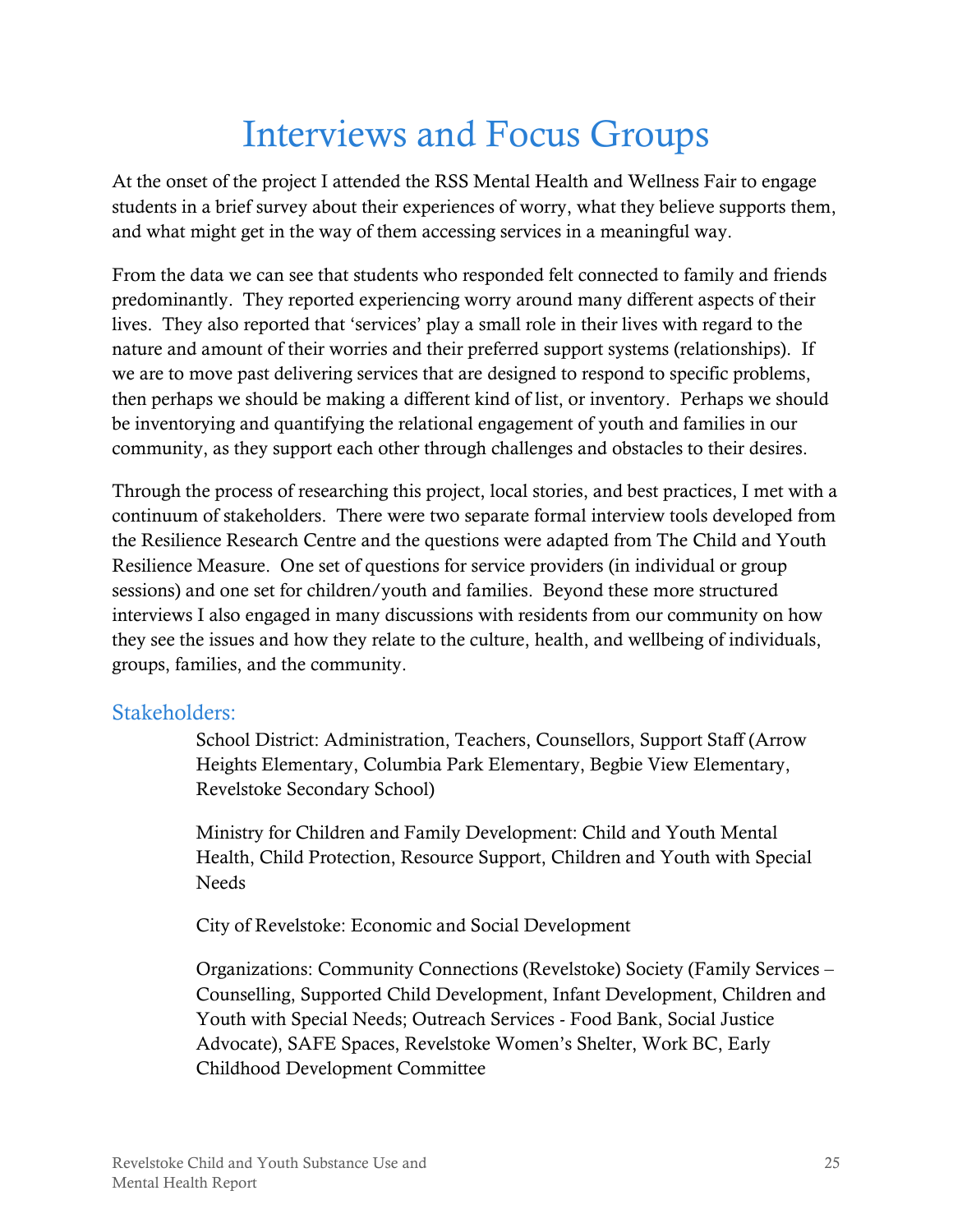# Interviews and Focus Groups

At the onset of the project I attended the RSS Mental Health and Wellness Fair to engage students in a brief survey about their experiences of worry, what they believe supports them, and what might get in the way of them accessing services in a meaningful way.

From the data we can see that students who responded felt connected to family and friends predominantly. They reported experiencing worry around many different aspects of their lives. They also reported that 'services' play a small role in their lives with regard to the nature and amount of their worries and their preferred support systems (relationships). If we are to move past delivering services that are designed to respond to specific problems, then perhaps we should be making a different kind of list, or inventory. Perhaps we should be inventorying and quantifying the relational engagement of youth and families in our community, as they support each other through challenges and obstacles to their desires.

Through the process of researching this project, local stories, and best practices, I met with a continuum of stakeholders. There were two separate formal interview tools developed from the Resilience Research Centre and the questions were adapted from The Child and Youth Resilience Measure. One set of questions for service providers (in individual or group sessions) and one set for children/youth and families. Beyond these more structured interviews I also engaged in many discussions with residents from our community on how they see the issues and how they relate to the culture, health, and wellbeing of individuals, groups, families, and the community.

## Stakeholders:

School District: Administration, Teachers, Counsellors, Support Staff (Arrow Heights Elementary, Columbia Park Elementary, Begbie View Elementary, Revelstoke Secondary School)

Ministry for Children and Family Development: Child and Youth Mental Health, Child Protection, Resource Support, Children and Youth with Special Needs

City of Revelstoke: Economic and Social Development

Organizations: Community Connections (Revelstoke) Society (Family Services – Counselling, Supported Child Development, Infant Development, Children and Youth with Special Needs; Outreach Services - Food Bank, Social Justice Advocate), SAFE Spaces, Revelstoke Women's Shelter, Work BC, Early Childhood Development Committee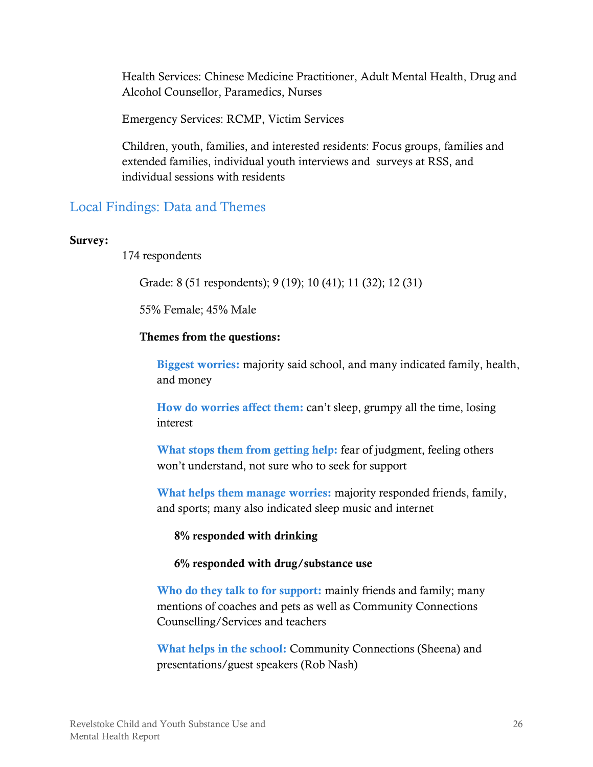Health Services: Chinese Medicine Practitioner, Adult Mental Health, Drug and Alcohol Counsellor, Paramedics, Nurses

Emergency Services: RCMP, Victim Services

Children, youth, families, and interested residents: Focus groups, families and extended families, individual youth interviews and surveys at RSS, and individual sessions with residents

## Local Findings: Data and Themes

**Survey:**

174 respondents

Grade: 8 (51 respondents); 9 (19); 10 (41); 11 (32); 12 (31)

55% Female; 45% Male

**Themes from the questions:**

**Biggest worries:** majority said school, and many indicated family, health, and money

**How do worries affect them:** can't sleep, grumpy all the time, losing interest

**What stops them from getting help:** fear of judgment, feeling others won't understand, not sure who to seek for support

**What helps them manage worries:** majority responded friends, family, and sports; many also indicated sleep music and internet

**8% responded with drinking**

**6% responded with drug/substance use**

**Who do they talk to for support:** mainly friends and family; many mentions of coaches and pets as well as Community Connections Counselling/Services and teachers

**What helps in the school:** Community Connections (Sheena) and presentations/guest speakers (Rob Nash)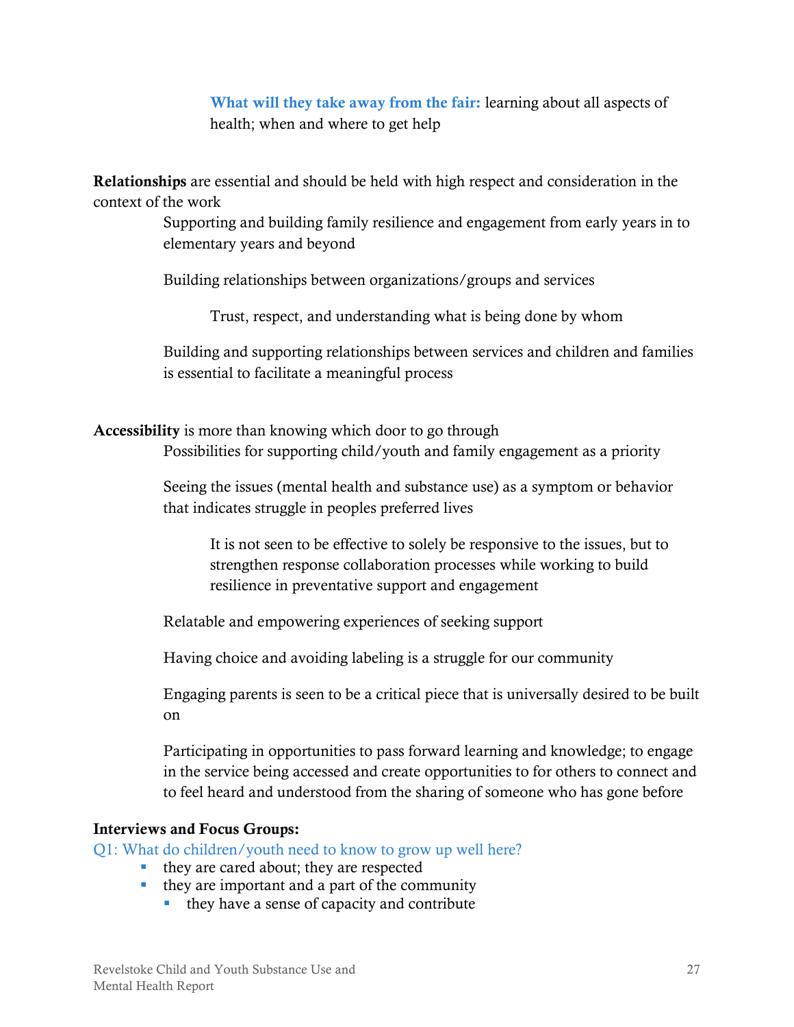**What will they take away from the fair:** learning about all aspects of health; when and where to get help

**Relationships** are essential and should be held with high respect and consideration in the context of the work

Supporting and building family resilience and engagement from early years in to elementary years and beyond

Building relationships between organizations/groups and services

Trust, respect, and understanding what is being done by whom

Building and supporting relationships between services and children and families is essential to facilitate a meaningful process

**Accessibility** is more than knowing which door to go through

Possibilities for supporting child/youth and family engagement as a priority

Seeing the issues (mental health and substance use) as a symptom or behavior that indicates struggle in peoples preferred lives

It is not seen to be effective to solely be responsive to the issues, but to strengthen response collaboration processes while working to build resilience in preventative support and engagement

Relatable and empowering experiences of seeking support

Having choice and avoiding labeling is a struggle for our community

Engaging parents is seen to be a critical piece that is universally desired to be built on

Participating in opportunities to pass forward learning and knowledge; to engage in the service being accessed and create opportunities to for others to connect and to feel heard and understood from the sharing of someone who has gone before

**Interviews and Focus Groups:**

Q1: What do children/youth need to know to grow up well here?

- they are cared about; they are respected
- they are important and a part of the community
  - they have a sense of capacity and contribute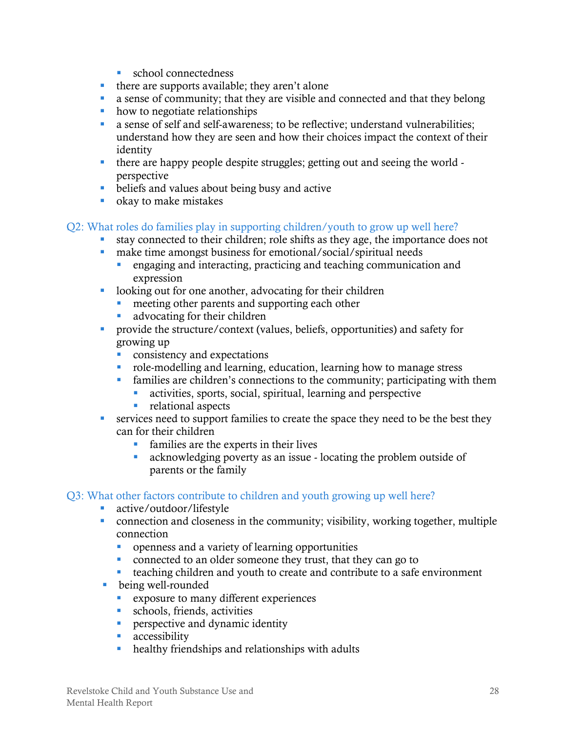- school connectedness
  - there are supports available; they aren't alone
  - a sense of community; that they are visible and connected and that they belong
  - how to negotiate relationships
  - a sense of self and self-awareness; to be reflective; understand vulnerabilities; understand how they are seen and how their choices impact the context of their identity
  - there are happy people despite struggles; getting out and seeing the world - perspective
  - beliefs and values about being busy and active
  - okay to make mistakes

Q2: What roles do families play in supporting children/youth to grow up well here?

  - stay connected to their children; role shifts as they age, the importance does not
  - make time amongst business for emotional/social/spiritual needs
    - engaging and interacting, practicing and teaching communication and expression
  - looking out for one another, advocating for their children
    - meeting other parents and supporting each other
    - advocating for their children
  - provide the structure/context (values, beliefs, opportunities) and safety for growing up
    - consistency and expectations
    - role-modelling and learning, education, learning how to manage stress
    - families are children's connections to the community; participating with them
      - activities, sports, social, spiritual, learning and perspective
      - relational aspects
  - services need to support families to create the space they need to be the best they can for their children
      - families are the experts in their lives
      - acknowledging poverty as an issue - locating the problem outside of parents or the family

Q3: What other factors contribute to children and youth growing up well here?

  - active/outdoor/lifestyle
  - connection and closeness in the community; visibility, working together, multiple connection
    - openness and a variety of learning opportunities
    - connected to an older someone they trust, that they can go to
    - teaching children and youth to create and contribute to a safe environment
  - being well-rounded
    - exposure to many different experiences
    - schools, friends, activities
    - perspective and dynamic identity
    - accessibility
    - healthy friendships and relationships with adults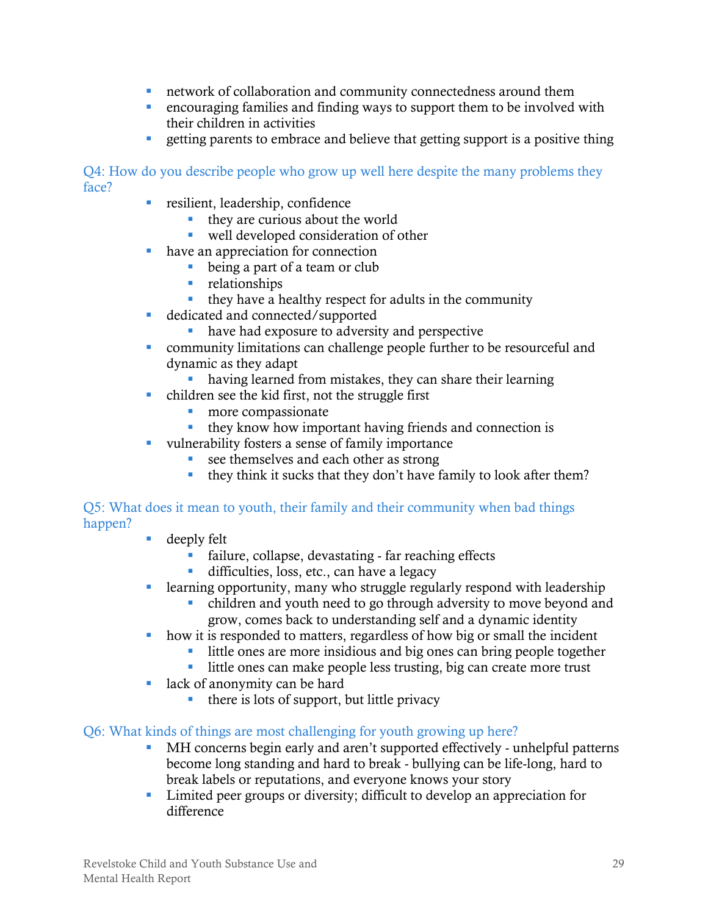- network of collaboration and community connectedness around them
- encouraging families and finding ways to support them to be involved with their children in activities
- getting parents to embrace and believe that getting support is a positive thing

Q4: How do you describe people who grow up well here despite the many problems they face?

- resilient, leadership, confidence
    - they are curious about the world
    - well developed consideration of other
- have an appreciation for connection
    - being a part of a team or club
    - relationships
    - they have a healthy respect for adults in the community
- dedicated and connected/supported
    - have had exposure to adversity and perspective
- community limitations can challenge people further to be resourceful and dynamic as they adapt
    - having learned from mistakes, they can share their learning
- children see the kid first, not the struggle first
    - more compassionate
    - they know how important having friends and connection is
- vulnerability fosters a sense of family importance
    - see themselves and each other as strong
    - they think it sucks that they don't have family to look after them?

Q5: What does it mean to youth, their family and their community when bad things happen?

- deeply felt
    - failure, collapse, devastating - far reaching effects
    - difficulties, loss, etc., can have a legacy
- learning opportunity, many who struggle regularly respond with leadership
    - children and youth need to go through adversity to move beyond and grow, comes back to understanding self and a dynamic identity
- how it is responded to matters, regardless of how big or small the incident
    - little ones are more insidious and big ones can bring people together
    - little ones can make people less trusting, big can create more trust
- lack of anonymity can be hard
    - there is lots of support, but little privacy

Q6: What kinds of things are most challenging for youth growing up here?

- MH concerns begin early and aren't supported effectively - unhelpful patterns become long standing and hard to break - bullying can be life-long, hard to break labels or reputations, and everyone knows your story
- Limited peer groups or diversity; difficult to develop an appreciation for difference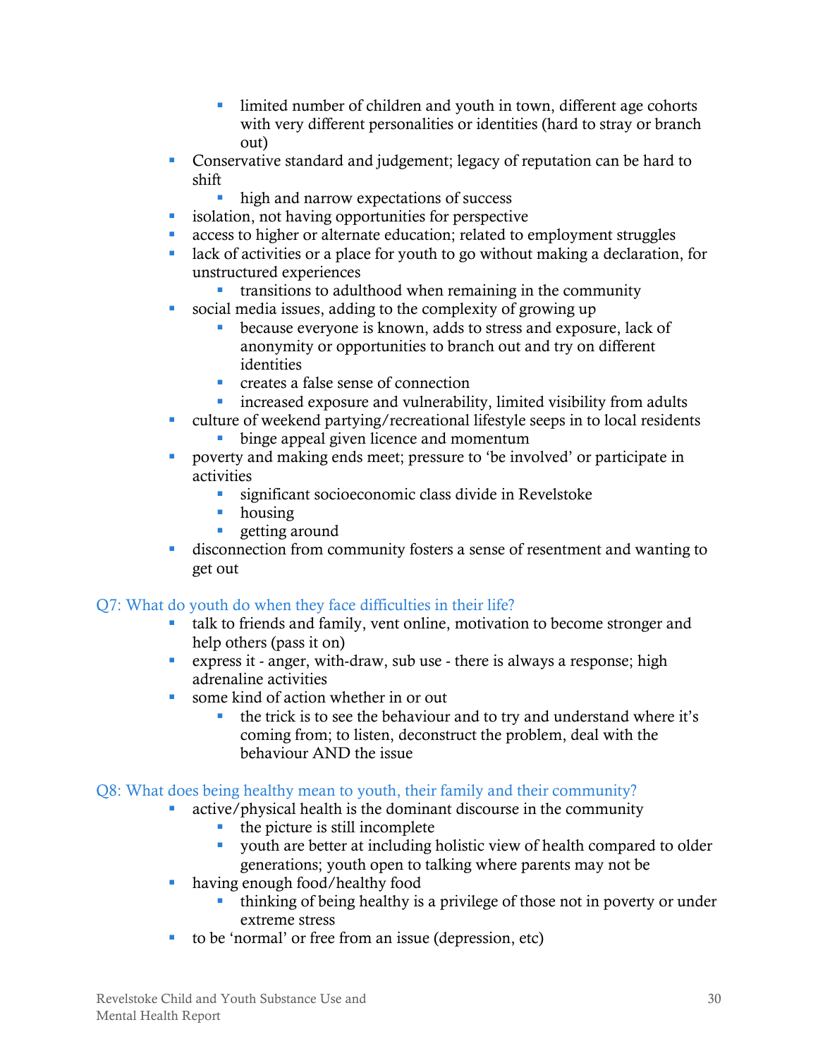- limited number of children and youth in town, different age cohorts with very different personalities or identities (hard to stray or branch out)
- Conservative standard and judgement; legacy of reputation can be hard to shift
    - high and narrow expectations of success
- isolation, not having opportunities for perspective
- access to higher or alternate education; related to employment struggles
- lack of activities or a place for youth to go without making a declaration, for unstructured experiences
    - transitions to adulthood when remaining in the community
- social media issues, adding to the complexity of growing up
    - because everyone is known, adds to stress and exposure, lack of anonymity or opportunities to branch out and try on different identities
    - creates a false sense of connection
    - increased exposure and vulnerability, limited visibility from adults
- culture of weekend partying/recreational lifestyle seeps in to local residents
    - binge appeal given licence and momentum
- poverty and making ends meet; pressure to 'be involved' or participate in activities
    - significant socioeconomic class divide in Revelstoke
    - housing
    - getting around
- disconnection from community fosters a sense of resentment and wanting to get out

### Q7: What do youth do when they face difficulties in their life?

- talk to friends and family, vent online, motivation to become stronger and help others (pass it on)
- express it - anger, with-draw, sub use - there is always a response; high adrenaline activities
- some kind of action whether in or out
    - the trick is to see the behaviour and to try and understand where it's coming from; to listen, deconstruct the problem, deal with the behaviour AND the issue

### Q8: What does being healthy mean to youth, their family and their community?

- active/physical health is the dominant discourse in the community
    - the picture is still incomplete
    - youth are better at including holistic view of health compared to older generations; youth open to talking where parents may not be
- having enough food/healthy food
    - thinking of being healthy is a privilege of those not in poverty or under extreme stress
- to be 'normal' or free from an issue (depression, etc)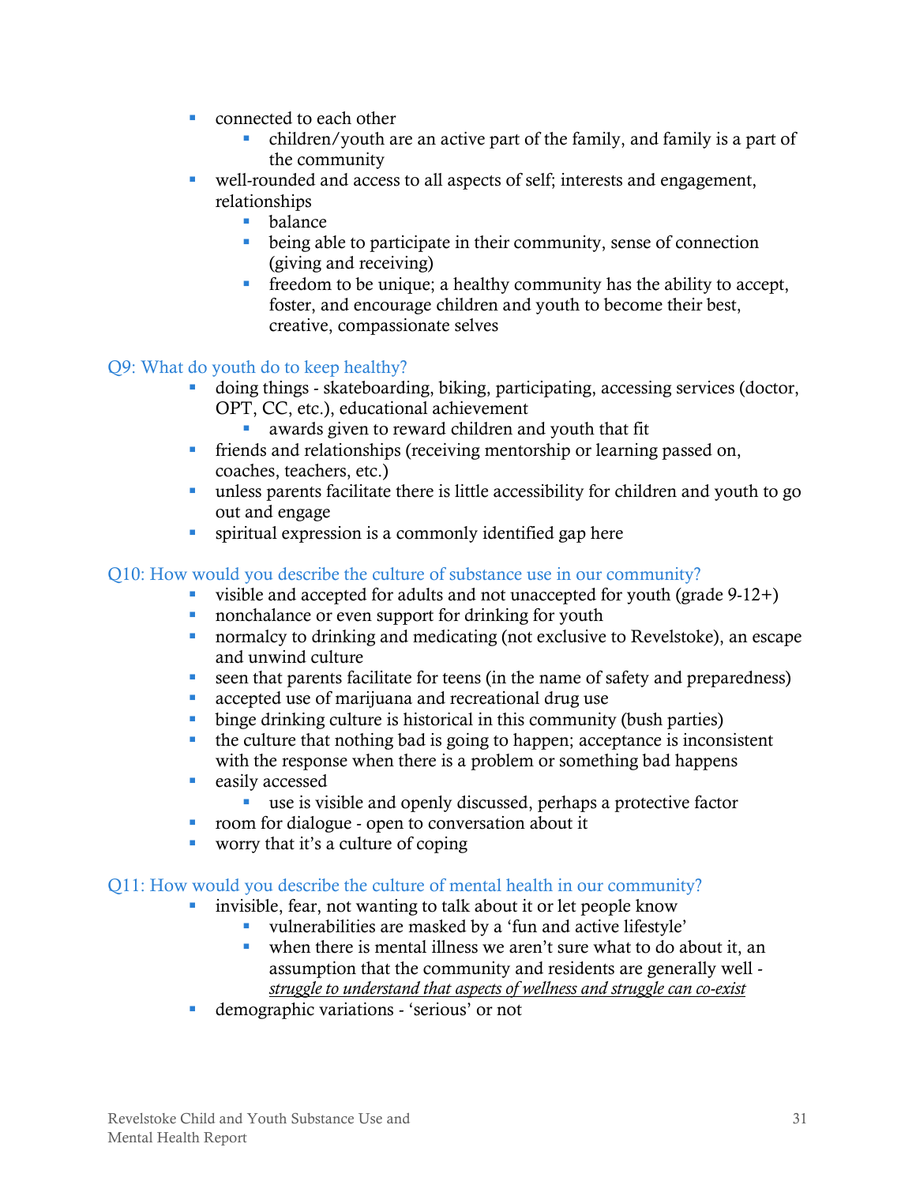- connected to each other
    - children/youth are an active part of the family, and family is a part of the community
- well-rounded and access to all aspects of self; interests and engagement, relationships
    - balance
    - being able to participate in their community, sense of connection (giving and receiving)
    - freedom to be unique; a healthy community has the ability to accept, foster, and encourage children and youth to become their best, creative, compassionate selves

### Q9: What do youth do to keep healthy?

- doing things - skateboarding, biking, participating, accessing services (doctor, OPT, CC, etc.), educational achievement
    - awards given to reward children and youth that fit
- friends and relationships (receiving mentorship or learning passed on, coaches, teachers, etc.)
- unless parents facilitate there is little accessibility for children and youth to go out and engage
- spiritual expression is a commonly identified gap here

### Q10: How would you describe the culture of substance use in our community?

- visible and accepted for adults and not unaccepted for youth (grade 9-12+)
- nonchalance or even support for drinking for youth
- normalcy to drinking and medicating (not exclusive to Revelstoke), an escape and unwind culture
- seen that parents facilitate for teens (in the name of safety and preparedness)
- accepted use of marijuana and recreational drug use
- binge drinking culture is historical in this community (bush parties)
- the culture that nothing bad is going to happen; acceptance is inconsistent with the response when there is a problem or something bad happens
- easily accessed
    - use is visible and openly discussed, perhaps a protective factor
- room for dialogue - open to conversation about it
- worry that it's a culture of coping

### Q11: How would you describe the culture of mental health in our community?

- invisible, fear, not wanting to talk about it or let people know
    - vulnerabilities are masked by a 'fun and active lifestyle'
    - when there is mental illness we aren't sure what to do about it, an assumption that the community and residents are generally well - *struggle to understand that aspects of wellness and struggle can co-exist*
- demographic variations - 'serious' or not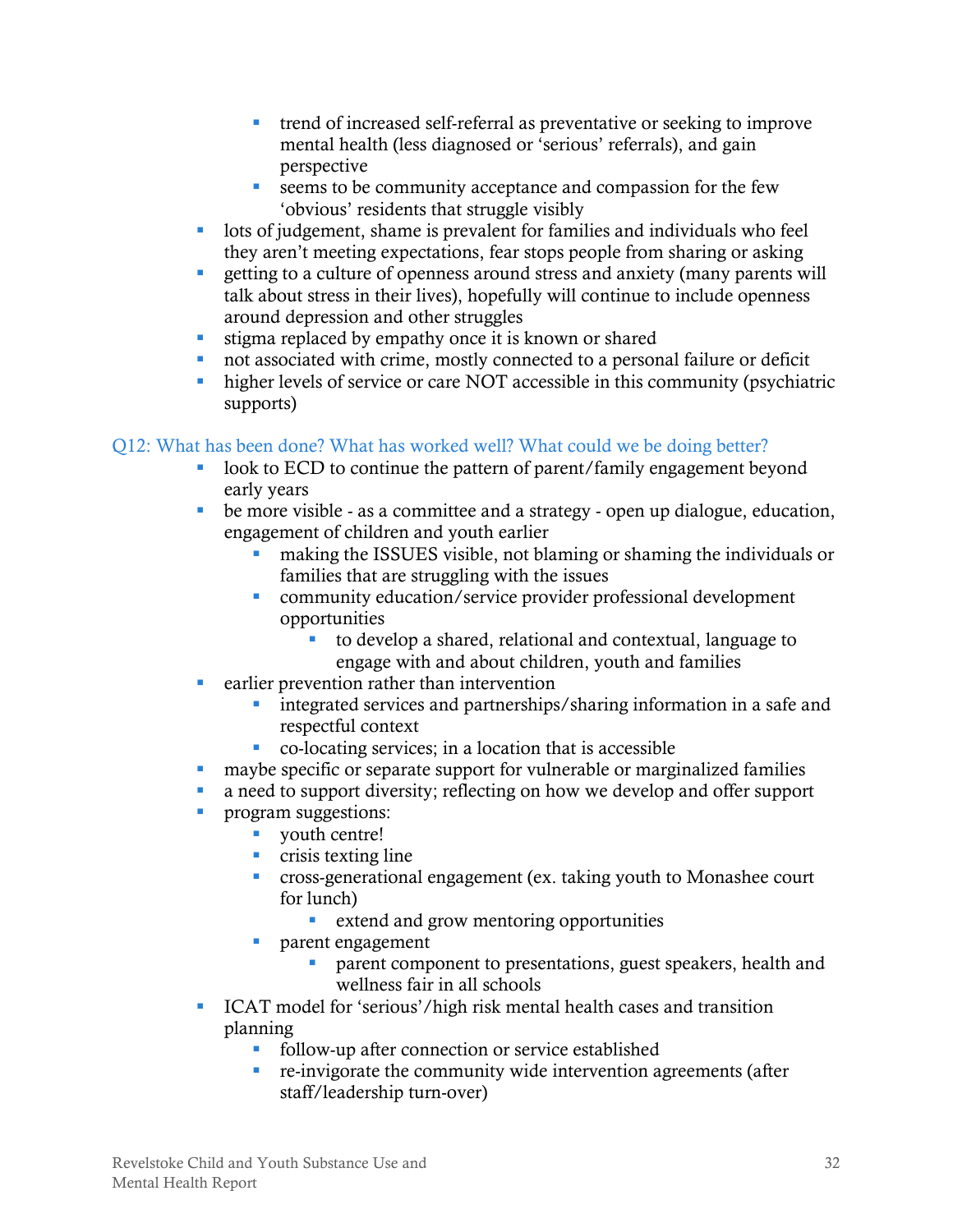- trend of increased self-referral as preventative or seeking to improve mental health (less diagnosed or 'serious' referrals), and gain perspective
    - seems to be community acceptance and compassion for the few 'obvious' residents that struggle visibly
- lots of judgement, shame is prevalent for families and individuals who feel they aren't meeting expectations, fear stops people from sharing or asking
- getting to a culture of openness around stress and anxiety (many parents will talk about stress in their lives), hopefully will continue to include openness around depression and other struggles
- stigma replaced by empathy once it is known or shared
- not associated with crime, mostly connected to a personal failure or deficit
- higher levels of service or care NOT accessible in this community (psychiatric supports)

### Q12: What has been done? What has worked well? What could we be doing better?

- look to ECD to continue the pattern of parent/family engagement beyond early years
- be more visible - as a committee and a strategy - open up dialogue, education, engagement of children and youth earlier
    - making the ISSUES visible, not blaming or shaming the individuals or families that are struggling with the issues
    - community education/service provider professional development opportunities
        - to develop a shared, relational and contextual, language to engage with and about children, youth and families
- earlier prevention rather than intervention
    - integrated services and partnerships/sharing information in a safe and respectful context
    - co-locating services; in a location that is accessible
- maybe specific or separate support for vulnerable or marginalized families
- a need to support diversity; reflecting on how we develop and offer support
- program suggestions:
    - youth centre!
    - crisis texting line
    - cross-generational engagement (ex. taking youth to Monashee court for lunch)
        - extend and grow mentoring opportunities
    - parent engagement
        - parent component to presentations, guest speakers, health and wellness fair in all schools
- ICAT model for 'serious'/high risk mental health cases and transition planning
    - follow-up after connection or service established
    - re-invigorate the community wide intervention agreements (after staff/leadership turn-over)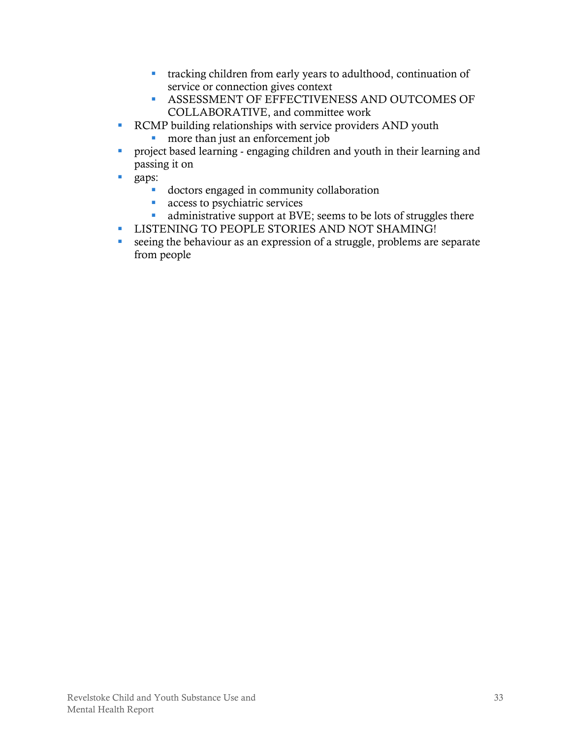- tracking children from early years to adulthood, continuation of service or connection gives context
  - ASSESSMENT OF EFFECTIVENESS AND OUTCOMES OF COLLABORATIVE, and committee work
- RCMP building relationships with service providers AND youth
  - more than just an enforcement job
- project based learning - engaging children and youth in their learning and passing it on
- gaps:
  - doctors engaged in community collaboration
  - access to psychiatric services
  - administrative support at BVE; seems to be lots of struggles there
- LISTENING TO PEOPLE STORIES AND NOT SHAMING!
- seeing the behaviour as an expression of a struggle, problems are separate from people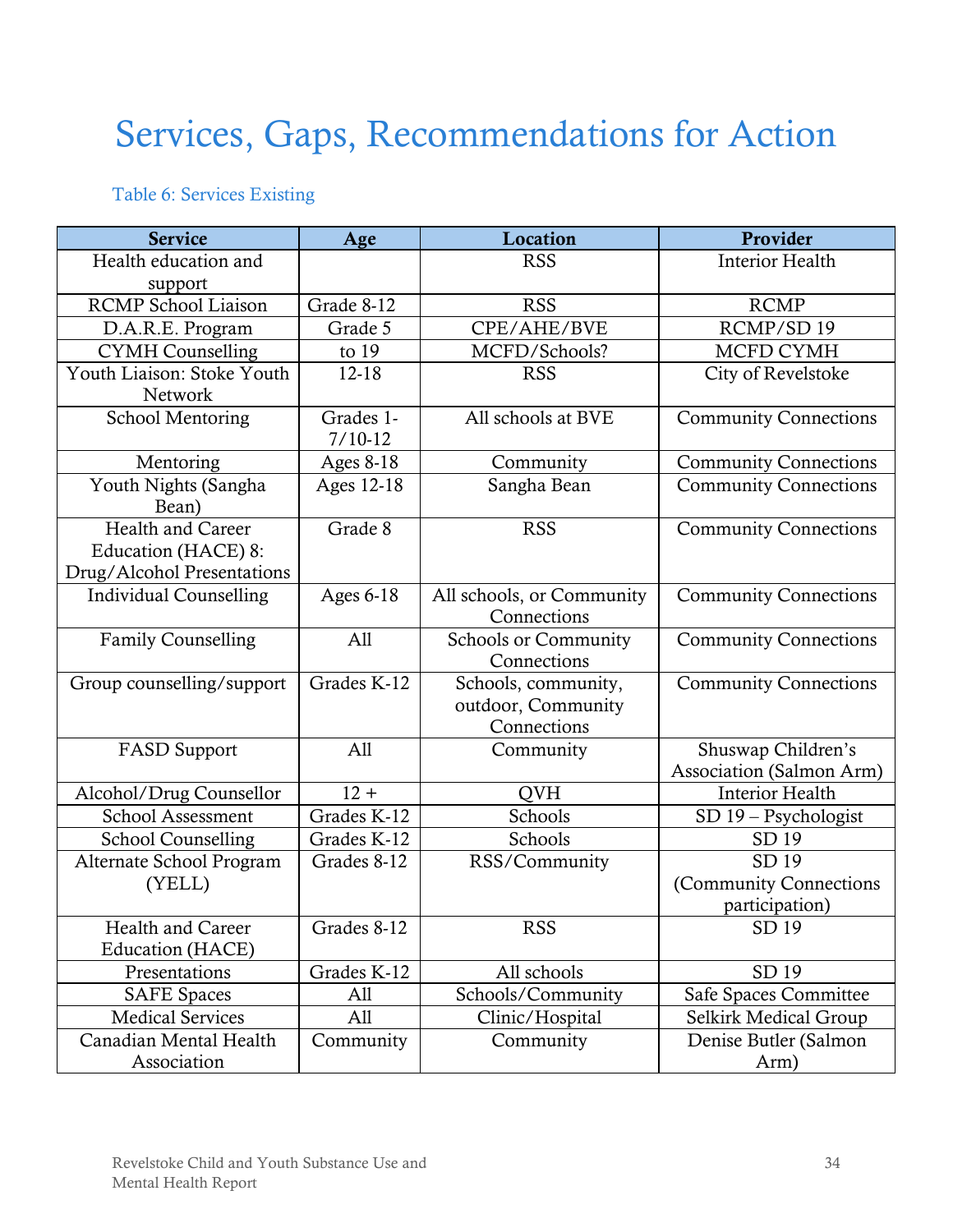# Services, Gaps, Recommendations for Action

Table 6: Services Existing

| Service | Age | Location | Provider |
|---|---|---|---|
| Health education and support | | RSS | Interior Health |
| RCMP School Liaison | Grade 8-12 | RSS | RCMP |
| D.A.R.E. Program | Grade 5 | CPE/AHE/BVE | RCMP/SD 19 |
| CYMH Counselling | to 19 | MCFD/Schools? | MCFD CYMH |
| Youth Liaison: Stoke Youth Network | 12-18 | RSS | City of Revelstoke |
| School Mentoring | Grades 1-7/10-12 | All schools at BVE | Community Connections |
| Mentoring | Ages 8-18 | Community | Community Connections |
| Youth Nights (Sangha Bean) | Ages 12-18 | Sangha Bean | Community Connections |
| Health and Career Education (HACE) 8: Drug/Alcohol Presentations | Grade 8 | RSS | Community Connections |
| Individual Counselling | Ages 6-18 | All schools, or Community Connections | Community Connections |
| Family Counselling | All | Schools or Community Connections | Community Connections |
| Group counselling/support | Grades K-12 | Schools, community, outdoor, Community Connections | Community Connections |
| FASD Support | All | Community | Shuswap Children's Association (Salmon Arm) |
| Alcohol/Drug Counsellor | 12 + | QVH | Interior Health |
| School Assessment | Grades K-12 | Schools | SD 19 – Psychologist |
| School Counselling | Grades K-12 | Schools | SD 19 |
| Alternate School Program (YELL) | Grades 8-12 | RSS/Community | SD 19 (Community Connections participation) |
| Health and Career Education (HACE) | Grades 8-12 | RSS | SD 19 |
| Presentations | Grades K-12 | All schools | SD 19 |
| SAFE Spaces | All | Schools/Community | Safe Spaces Committee |
| Medical Services | All | Clinic/Hospital | Selkirk Medical Group |
| Canadian Mental Health Association | Community | Community | Denise Butler (Salmon Arm) |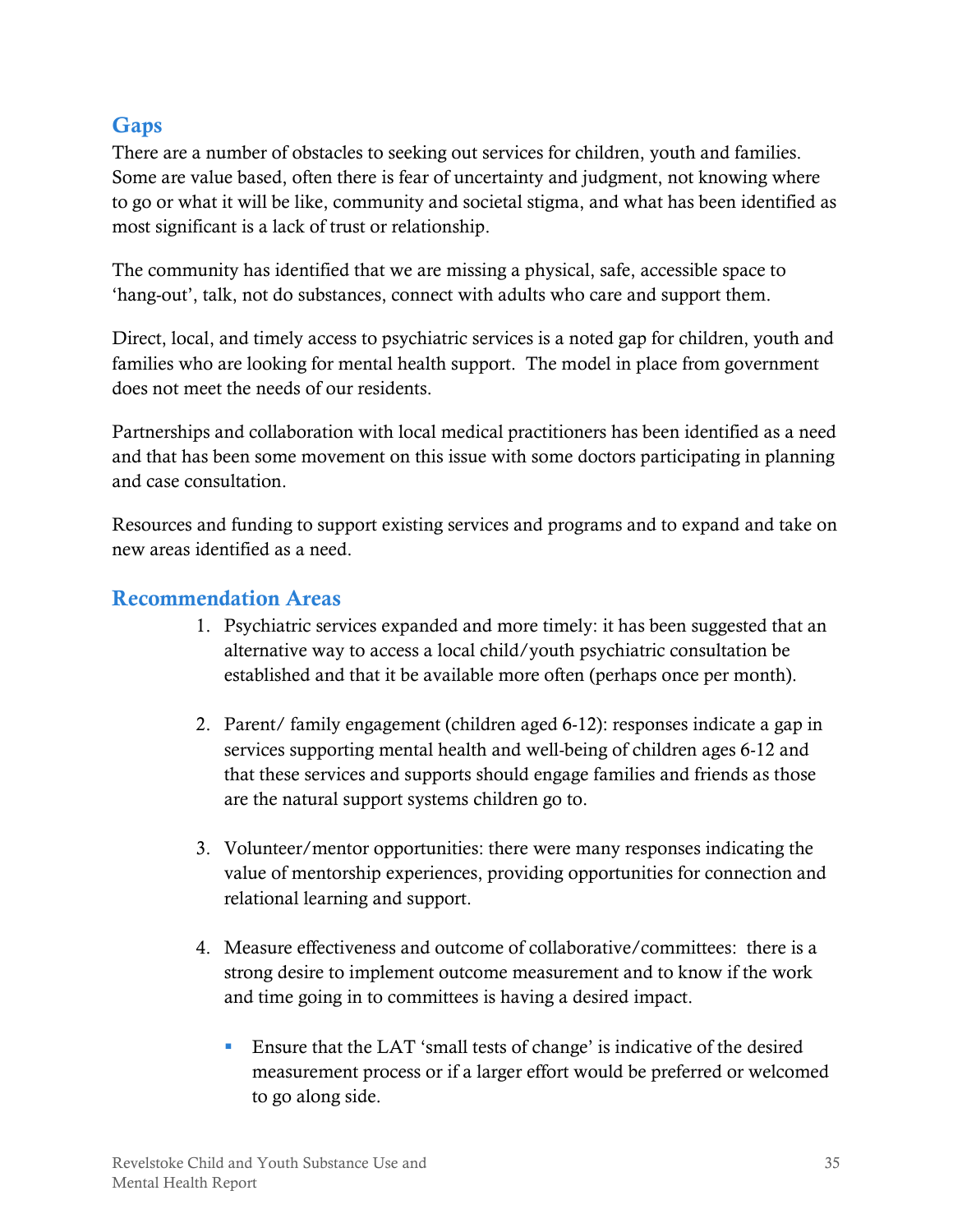## Gaps

There are a number of obstacles to seeking out services for children, youth and families. Some are value based, often there is fear of uncertainty and judgment, not knowing where to go or what it will be like, community and societal stigma, and what has been identified as most significant is a lack of trust or relationship.

The community has identified that we are missing a physical, safe, accessible space to 'hang-out', talk, not do substances, connect with adults who care and support them.

Direct, local, and timely access to psychiatric services is a noted gap for children, youth and families who are looking for mental health support. The model in place from government does not meet the needs of our residents.

Partnerships and collaboration with local medical practitioners has been identified as a need and that has been some movement on this issue with some doctors participating in planning and case consultation.

Resources and funding to support existing services and programs and to expand and take on new areas identified as a need.

## Recommendation Areas

1. Psychiatric services expanded and more timely: it has been suggested that an alternative way to access a local child/youth psychiatric consultation be established and that it be available more often (perhaps once per month).

2. Parent/ family engagement (children aged 6-12): responses indicate a gap in services supporting mental health and well-being of children ages 6-12 and that these services and supports should engage families and friends as those are the natural support systems children go to.

3. Volunteer/mentor opportunities: there were many responses indicating the value of mentorship experiences, providing opportunities for connection and relational learning and support.

4. Measure effectiveness and outcome of collaborative/committees: there is a strong desire to implement outcome measurement and to know if the work and time going in to committees is having a desired impact.

    - Ensure that the LAT 'small tests of change' is indicative of the desired measurement process or if a larger effort would be preferred or welcomed to go along side.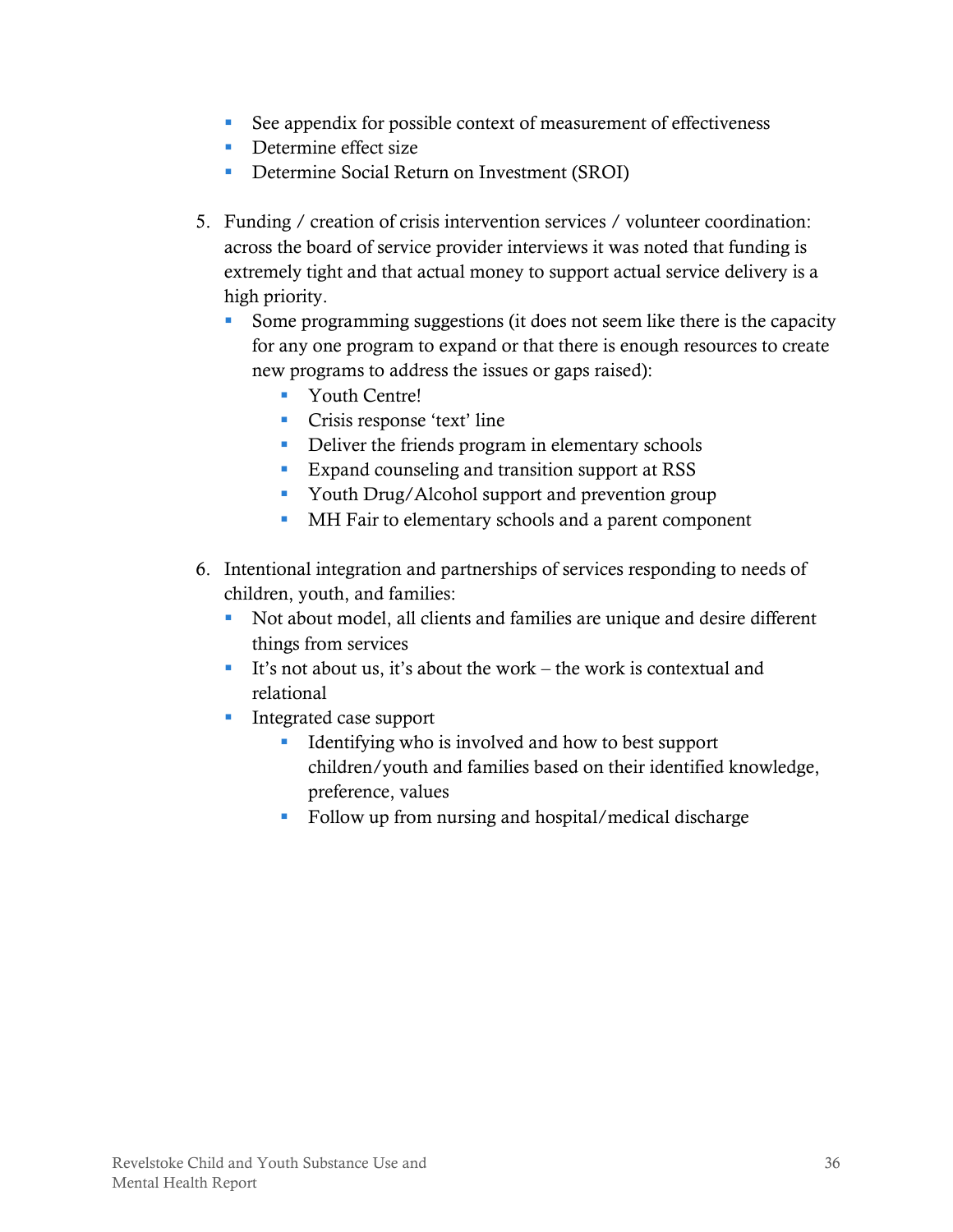- See appendix for possible context of measurement of effectiveness
- Determine effect size
- Determine Social Return on Investment (SROI)

5. Funding / creation of crisis intervention services / volunteer coordination: across the board of service provider interviews it was noted that funding is extremely tight and that actual money to support actual service delivery is a high priority.
   - Some programming suggestions (it does not seem like there is the capacity for any one program to expand or that there is enough resources to create new programs to address the issues or gaps raised):
     - Youth Centre!
     - Crisis response 'text' line
     - Deliver the friends program in elementary schools
     - Expand counseling and transition support at RSS
     - Youth Drug/Alcohol support and prevention group
     - MH Fair to elementary schools and a parent component

6. Intentional integration and partnerships of services responding to needs of children, youth, and families:
   - Not about model, all clients and families are unique and desire different things from services
   - It's not about us, it's about the work – the work is contextual and relational
   - Integrated case support
     - Identifying who is involved and how to best support children/youth and families based on their identified knowledge, preference, values
     - Follow up from nursing and hospital/medical discharge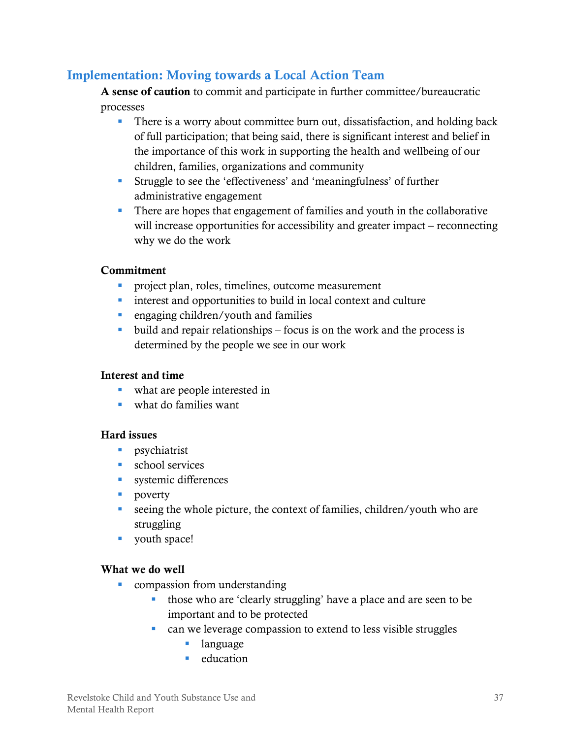## Implementation: Moving towards a Local Action Team

**A sense of caution** to commit and participate in further committee/bureaucratic processes

- There is a worry about committee burn out, dissatisfaction, and holding back of full participation; that being said, there is significant interest and belief in the importance of this work in supporting the health and wellbeing of our children, families, organizations and community
- Struggle to see the 'effectiveness' and 'meaningfulness' of further administrative engagement
- There are hopes that engagement of families and youth in the collaborative will increase opportunities for accessibility and greater impact – reconnecting why we do the work

**Commitment**

- project plan, roles, timelines, outcome measurement
- interest and opportunities to build in local context and culture
- engaging children/youth and families
- build and repair relationships – focus is on the work and the process is determined by the people we see in our work

**Interest and time**

- what are people interested in
- what do families want

**Hard issues**

- psychiatrist
- school services
- systemic differences
- poverty
- seeing the whole picture, the context of families, children/youth who are struggling
- youth space!

**What we do well**

- compassion from understanding
  - those who are 'clearly struggling' have a place and are seen to be important and to be protected
  - can we leverage compassion to extend to less visible struggles
    - language
    - education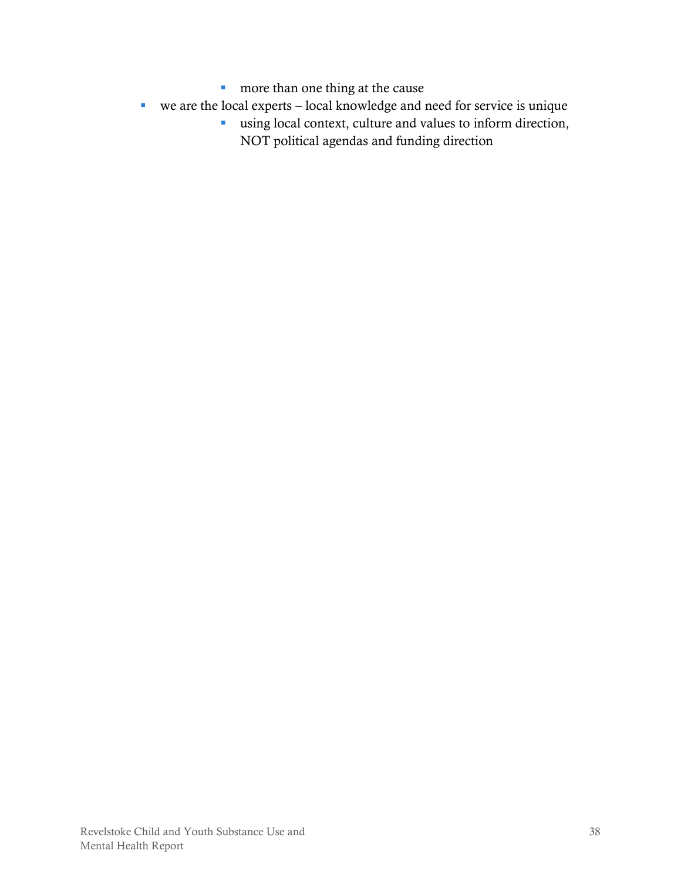- more than one thing at the cause
- we are the local experts – local knowledge and need for service is unique
    - using local context, culture and values to inform direction, NOT political agendas and funding direction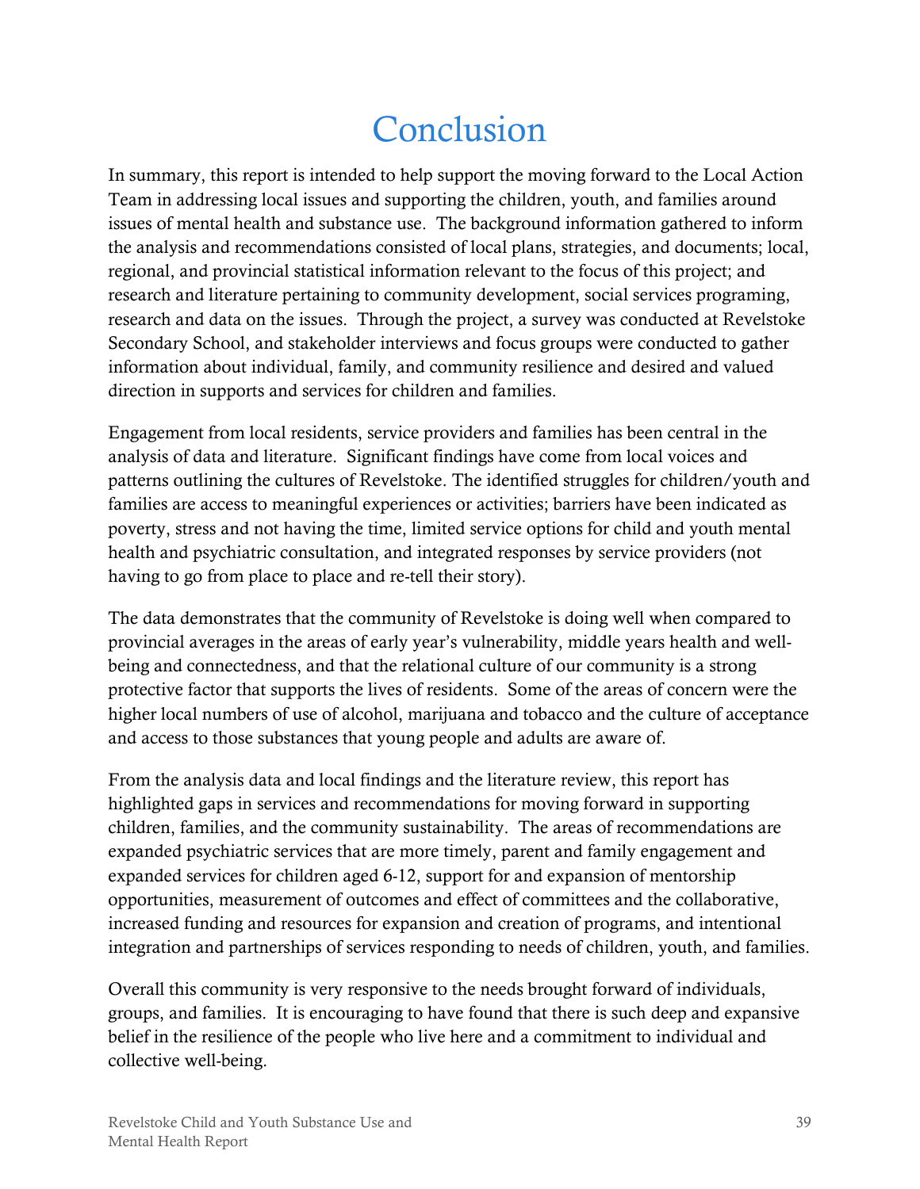# Conclusion

In summary, this report is intended to help support the moving forward to the Local Action Team in addressing local issues and supporting the children, youth, and families around issues of mental health and substance use. The background information gathered to inform the analysis and recommendations consisted of local plans, strategies, and documents; local, regional, and provincial statistical information relevant to the focus of this project; and research and literature pertaining to community development, social services programing, research and data on the issues. Through the project, a survey was conducted at Revelstoke Secondary School, and stakeholder interviews and focus groups were conducted to gather information about individual, family, and community resilience and desired and valued direction in supports and services for children and families.

Engagement from local residents, service providers and families has been central in the analysis of data and literature. Significant findings have come from local voices and patterns outlining the cultures of Revelstoke. The identified struggles for children/youth and families are access to meaningful experiences or activities; barriers have been indicated as poverty, stress and not having the time, limited service options for child and youth mental health and psychiatric consultation, and integrated responses by service providers (not having to go from place to place and re-tell their story).

The data demonstrates that the community of Revelstoke is doing well when compared to provincial averages in the areas of early year's vulnerability, middle years health and well-being and connectedness, and that the relational culture of our community is a strong protective factor that supports the lives of residents. Some of the areas of concern were the higher local numbers of use of alcohol, marijuana and tobacco and the culture of acceptance and access to those substances that young people and adults are aware of.

From the analysis data and local findings and the literature review, this report has highlighted gaps in services and recommendations for moving forward in supporting children, families, and the community sustainability. The areas of recommendations are expanded psychiatric services that are more timely, parent and family engagement and expanded services for children aged 6-12, support for and expansion of mentorship opportunities, measurement of outcomes and effect of committees and the collaborative, increased funding and resources for expansion and creation of programs, and intentional integration and partnerships of services responding to needs of children, youth, and families.

Overall this community is very responsive to the needs brought forward of individuals, groups, and families. It is encouraging to have found that there is such deep and expansive belief in the resilience of the people who live here and a commitment to individual and collective well-being.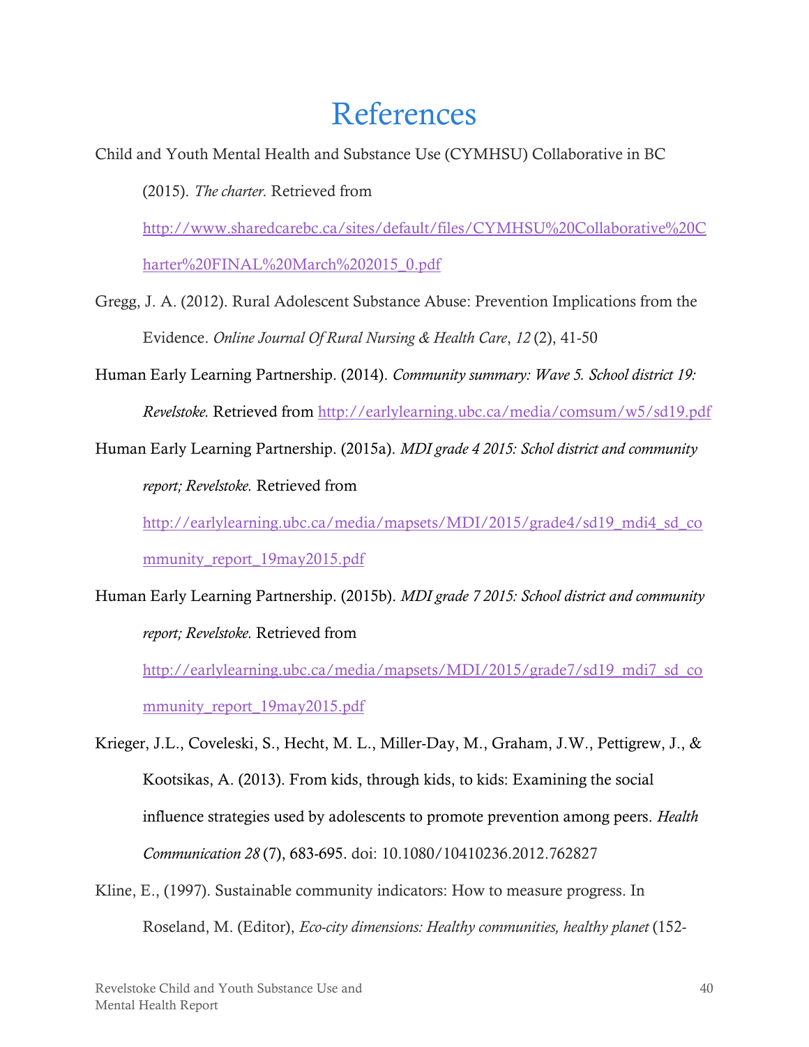# References

Child and Youth Mental Health and Substance Use (CYMHSU) Collaborative in BC (2015). *The charter.* Retrieved from http://www.sharedcarebc.ca/sites/default/files/CYMHSU%20Collaborative%20Charter%20FINAL%20March%202015_0.pdf

Gregg, J. A. (2012). Rural Adolescent Substance Abuse: Prevention Implications from the Evidence. *Online Journal Of Rural Nursing & Health Care*, *12* (2), 41-50

Human Early Learning Partnership. (2014). *Community summary: Wave 5. School district 19: Revelstoke.* Retrieved from http://earlylearning.ubc.ca/media/comsum/w5/sd19.pdf

Human Early Learning Partnership. (2015a). *MDI grade 4 2015: Schol district and community report; Revelstoke.* Retrieved from http://earlylearning.ubc.ca/media/mapsets/MDI/2015/grade4/sd19_mdi4_sd_community_report_19may2015.pdf

Human Early Learning Partnership. (2015b). *MDI grade 7 2015: School district and community report; Revelstoke.* Retrieved from http://earlylearning.ubc.ca/media/mapsets/MDI/2015/grade7/sd19_mdi7_sd_community_report_19may2015.pdf

Krieger, J.L., Coveleski, S., Hecht, M. L., Miller-Day, M., Graham, J.W., Pettigrew, J., & Kootsikas, A. (2013). From kids, through kids, to kids: Examining the social influence strategies used by adolescents to promote prevention among peers. *Health Communication 28* (7), 683-695. doi: 10.1080/10410236.2012.762827

Kline, E., (1997). Sustainable community indicators: How to measure progress. In Roseland, M. (Editor), *Eco-city dimensions: Healthy communities, healthy planet* (152-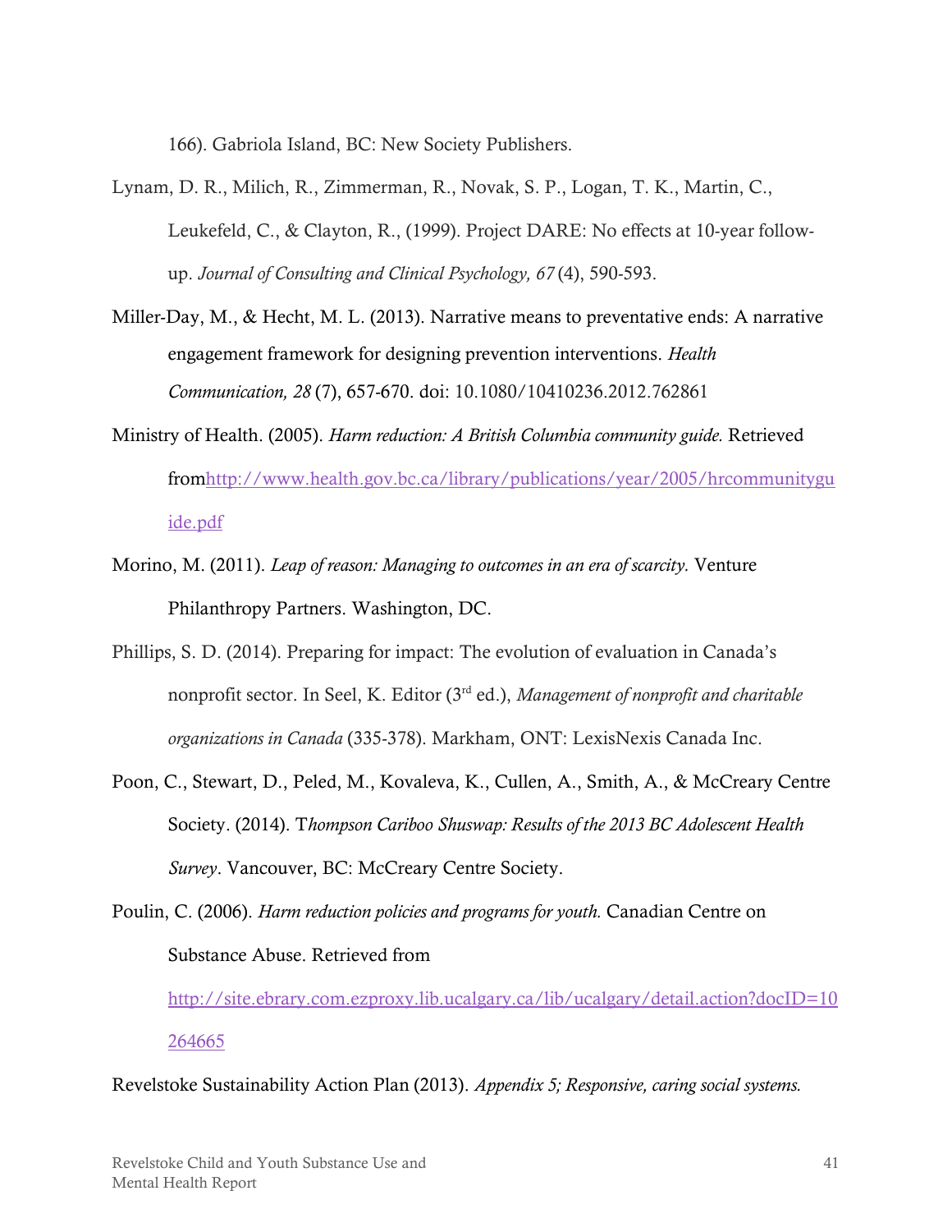166). Gabriola Island, BC: New Society Publishers.

Lynam, D. R., Milich, R., Zimmerman, R., Novak, S. P., Logan, T. K., Martin, C., Leukefeld, C., & Clayton, R., (1999). Project DARE: No effects at 10-year follow-up. *Journal of Consulting and Clinical Psychology, 67* (4), 590-593.

Miller-Day, M., & Hecht, M. L. (2013). Narrative means to preventative ends: A narrative engagement framework for designing prevention interventions. *Health Communication, 28* (7), 657-670. doi: 10.1080/10410236.2012.762861

Ministry of Health. (2005). *Harm reduction: A British Columbia community guide.* Retrieved fromhttp://www.health.gov.bc.ca/library/publications/year/2005/hrcommunityguide.pdf

Morino, M. (2011). *Leap of reason: Managing to outcomes in an era of scarcity.* Venture Philanthropy Partners. Washington, DC.

Phillips, S. D. (2014). Preparing for impact: The evolution of evaluation in Canada's nonprofit sector. In Seel, K. Editor (3rd ed.), *Management of nonprofit and charitable organizations in Canada* (335-378). Markham, ONT: LexisNexis Canada Inc.

Poon, C., Stewart, D., Peled, M., Kovaleva, K., Cullen, A., Smith, A., & McCreary Centre Society. (2014). T*hompson Cariboo Shuswap: Results of the 2013 BC Adolescent Health Survey*. Vancouver, BC: McCreary Centre Society.

Poulin, C. (2006). *Harm reduction policies and programs for youth.* Canadian Centre on Substance Abuse. Retrieved from http://site.ebrary.com.ezproxy.lib.ucalgary.ca/lib/ucalgary/detail.action?docID=10264665

Revelstoke Sustainability Action Plan (2013). *Appendix 5; Responsive, caring social systems.*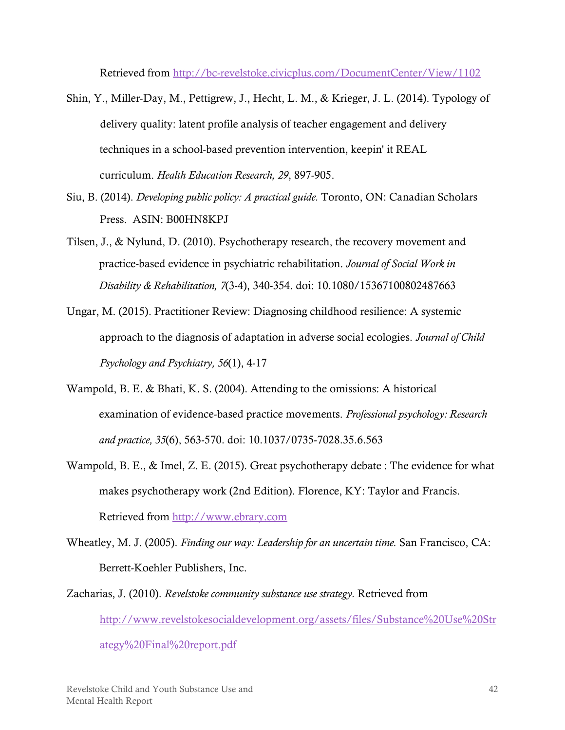Retrieved from http://bc-revelstoke.civicplus.com/DocumentCenter/View/1102

Shin, Y., Miller-Day, M., Pettigrew, J., Hecht, L. M., & Krieger, J. L. (2014). Typology of delivery quality: latent profile analysis of teacher engagement and delivery techniques in a school-based prevention intervention, keepin' it REAL curriculum. *Health Education Research, 29*, 897-905.

Siu, B. (2014). *Developing public policy: A practical guide.* Toronto, ON: Canadian Scholars Press. ASIN: B00HN8KPJ

Tilsen, J., & Nylund, D. (2010). Psychotherapy research, the recovery movement and practice-based evidence in psychiatric rehabilitation. *Journal of Social Work in Disability & Rehabilitation, 7*(3-4), 340-354. doi: 10.1080/15367100802487663

Ungar, M. (2015). Practitioner Review: Diagnosing childhood resilience: A systemic approach to the diagnosis of adaptation in adverse social ecologies. *Journal of Child Psychology and Psychiatry, 56*(1), 4-17

Wampold, B. E. & Bhati, K. S. (2004). Attending to the omissions: A historical examination of evidence-based practice movements. *Professional psychology: Research and practice, 35*(6), 563-570. doi: 10.1037/0735-7028.35.6.563

Wampold, B. E., & Imel, Z. E. (2015). Great psychotherapy debate : The evidence for what makes psychotherapy work (2nd Edition). Florence, KY: Taylor and Francis. Retrieved from http://www.ebrary.com

Wheatley, M. J. (2005). *Finding our way: Leadership for an uncertain time.* San Francisco, CA: Berrett-Koehler Publishers, Inc.

Zacharias, J. (2010). *Revelstoke community substance use strategy.* Retrieved from http://www.revelstokesocialdevelopment.org/assets/files/Substance%20Use%20Strategy%20Final%20report.pdf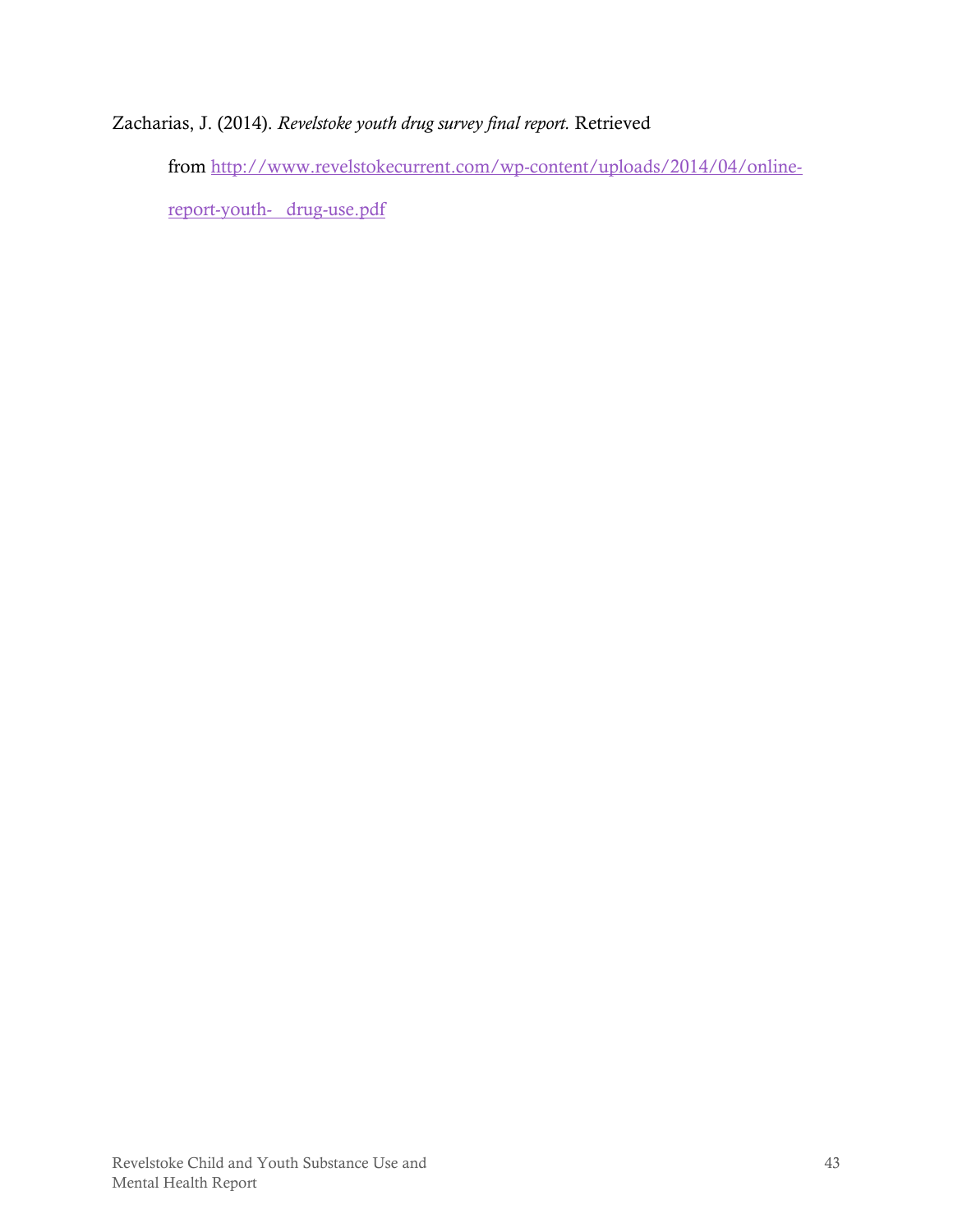Zacharias, J. (2014). *Revelstoke youth drug survey final report.* Retrieved from http://www.revelstokecurrent.com/wp-content/uploads/2014/04/online-report-youth-   drug-use.pdf